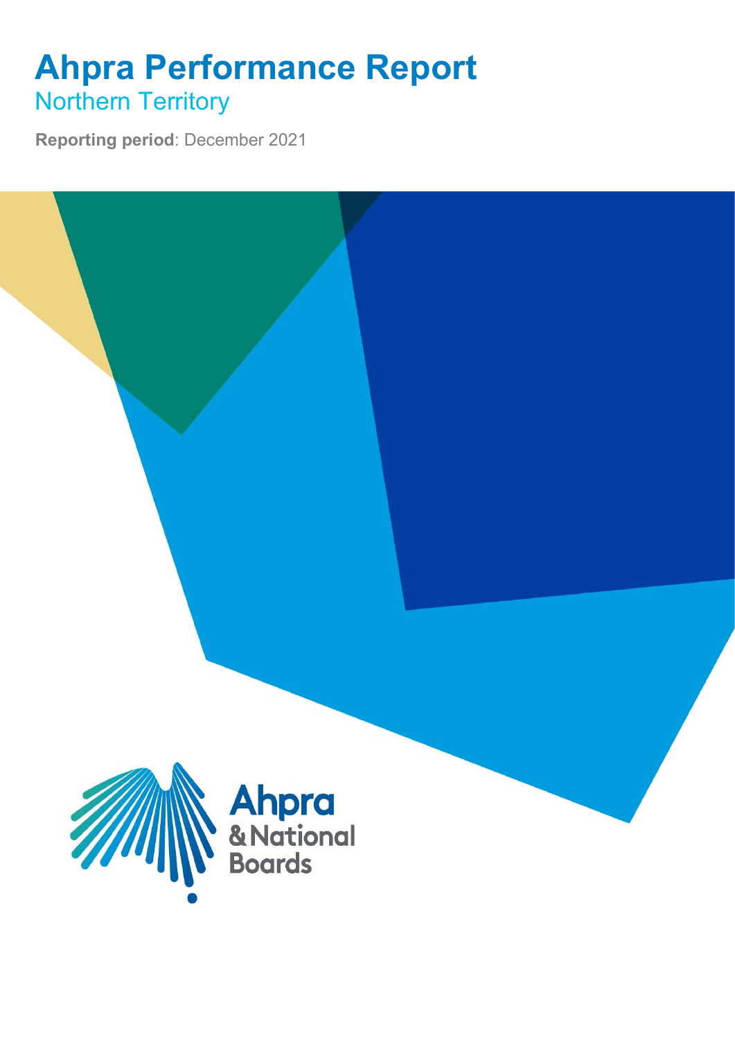# Ahpra Performance Report

## Northern Territory

**Reporting period**: December 2021

Ahpra
& National
Boards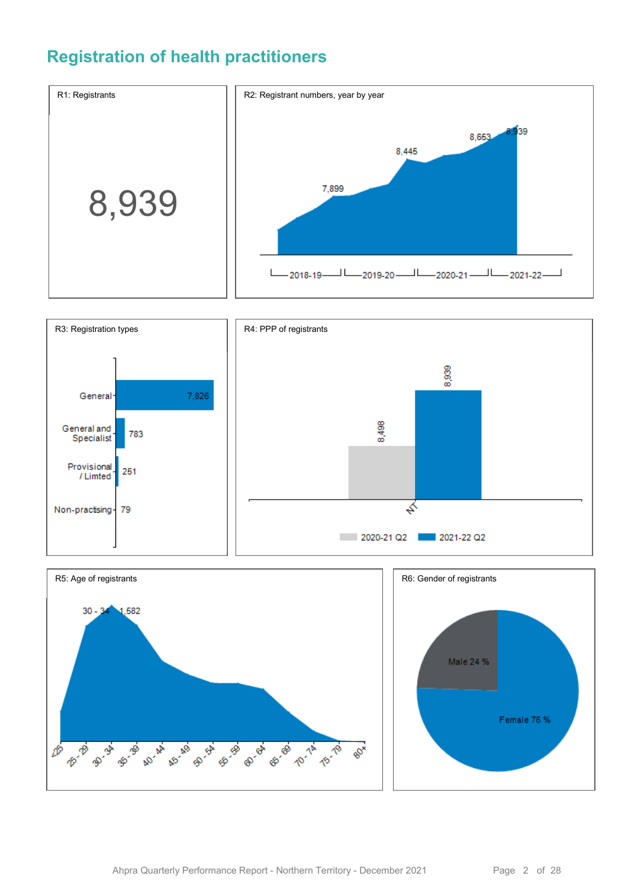# Registration of health practitioners

R1: Registrants

8,939

R2: Registrant numbers, year by year

8,939
8,653
8,445
7,899

2018-19 2019-20 2020-21 2021-22

R3: Registration types

| Type | Count |
|---|---|
| General | 7,826 |
| General and Specialist | 783 |
| Provisional / Limted | 251 |
| Non-practising | 79 |

R4: PPP of registrants

| | 2020-21 Q2 | 2021-22 Q2 |
|---|---|---|
| NT | 8,498 | 8,939 |

R5: Age of registrants

30 - 34 1,582

<25, 25 - 29, 30 - 34, 35 - 39, 40 - 44, 45 - 49, 50 - 54, 55 - 59, 60 - 64, 65 - 69, 70 - 74, 75 - 79, 80+

R6: Gender of registrants

Male 24 %

Female 76 %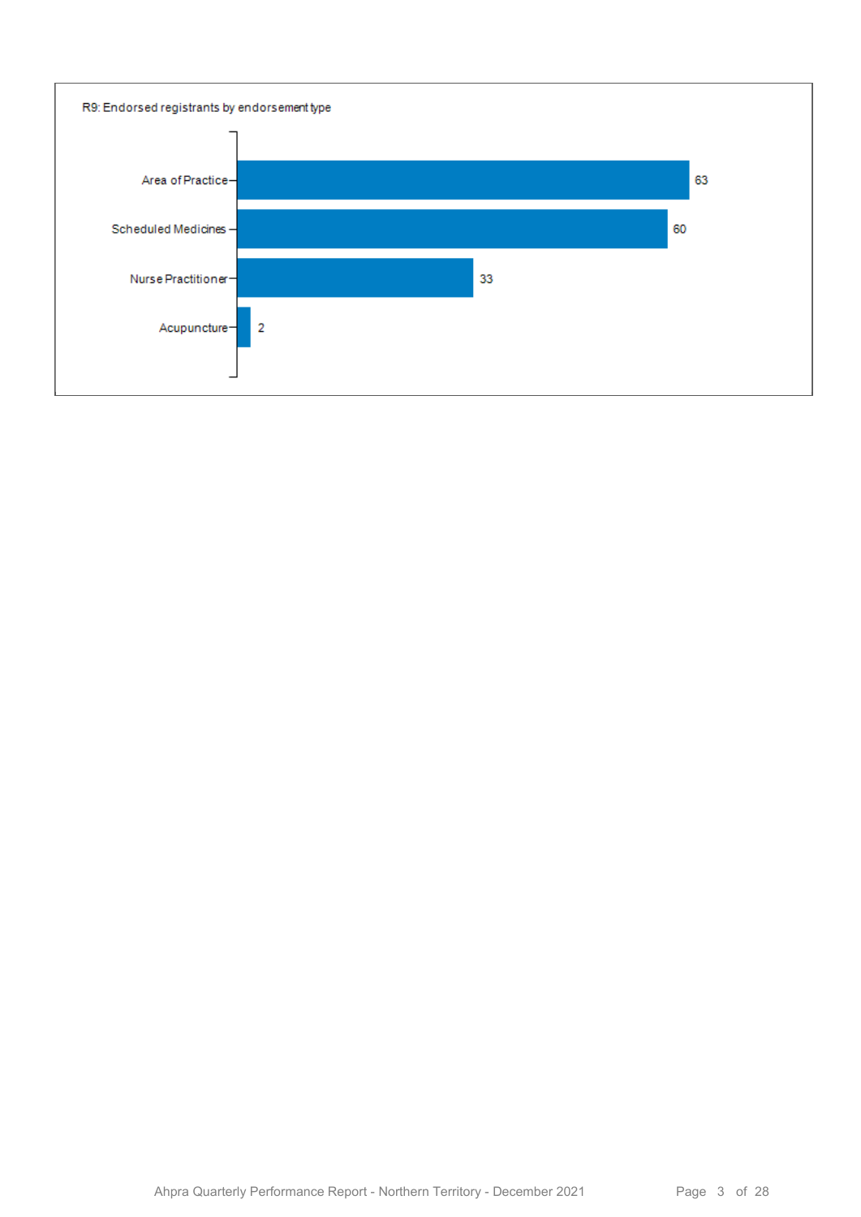R9: Endorsed registrants by endorsement type

| Endorsement type | Count |
| --- | --- |
| Area of Practice | 63 |
| Scheduled Medicines | 60 |
| Nurse Practitioner | 33 |
| Acupuncture | 2 |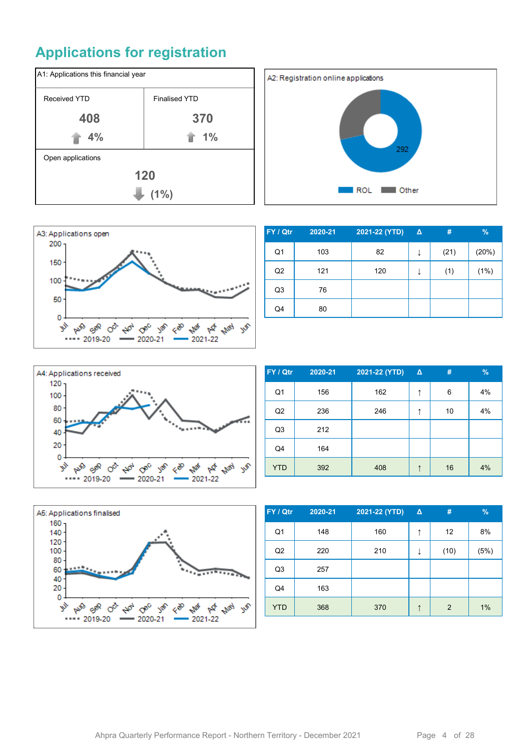# Applications for registration

**A1: Applications this financial year**

| Received YTD | Finalised YTD |
|---|---|
| 408 | 370 |
| ↑ 4% | ↑ 1% |

Open applications

120

↓ (1%)

**A2: Registration online applications**

292

ROL Other

**A3: Applications open**

2019-20 2020-21 2021-22

| FY / Qtr | 2020-21 | 2021-22 (YTD) | Δ | # | % |
|---|---|---|---|---|---|
| Q1 | 103 | 82 | ↓ | (21) | (20%) |
| Q2 | 121 | 120 | ↓ | (1) | (1%) |
| Q3 | 76 | | | | |
| Q4 | 80 | | | | |

**A4: Applications received**

2019-20 2020-21 2021-22

| FY / Qtr | 2020-21 | 2021-22 (YTD) | Δ | # | % |
|---|---|---|---|---|---|
| Q1 | 156 | 162 | ↑ | 6 | 4% |
| Q2 | 236 | 246 | ↑ | 10 | 4% |
| Q3 | 212 | | | | |
| Q4 | 164 | | | | |
| YTD | 392 | 408 | ↑ | 16 | 4% |

**A5: Applications finalised**

2019-20 2020-21 2021-22

| FY / Qtr | 2020-21 | 2021-22 (YTD) | Δ | # | % |
|---|---|---|---|---|---|
| Q1 | 148 | 160 | ↑ | 12 | 8% |
| Q2 | 220 | 210 | ↓ | (10) | (5%) |
| Q3 | 257 | | | | |
| Q4 | 163 | | | | |
| YTD | 368 | 370 | ↑ | 2 | 1% |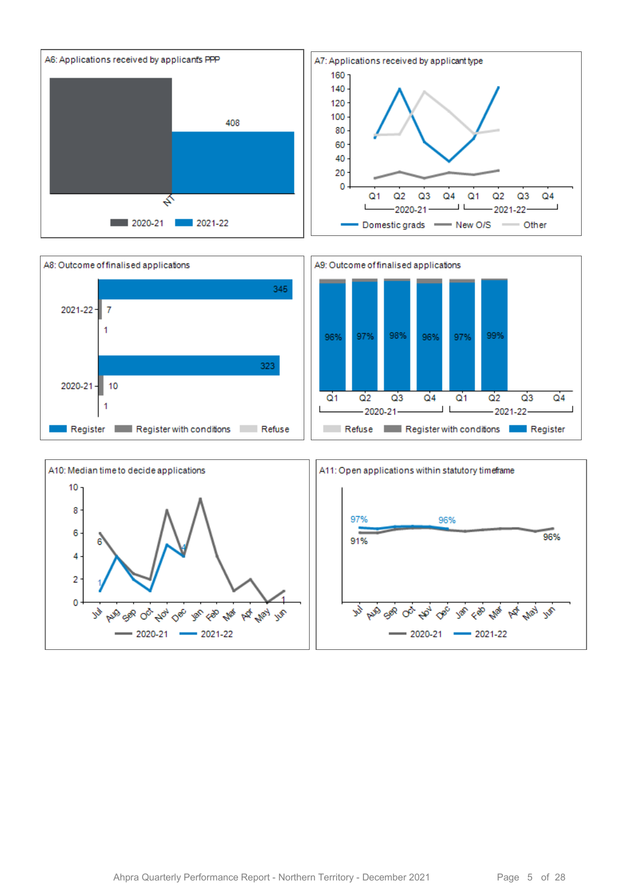A6: Applications received by applicants PPP

408

NT

2020-21 2021-22

A7: Applications received by applicant type

160 140 120 100 80 60 40 20 0

Q1 Q2 Q3 Q4 Q1 Q2 Q3 Q4

2020-21 2021-22

Domestic grads New O/S Other

A8: Outcome of finalised applications

2021-22: 345, 7, 1

2020-21: 323, 10, 1

Register Register with conditions Refuse

A9: Outcome of finalised applications

96% 97% 98% 96% 97% 99%

Q1 Q2 Q3 Q4 Q1 Q2 Q3 Q4

2020-21 2021-22

Refuse Register with conditions Register

A10: Median time to decide applications

10 8 6 4 2 0

6 1 4 1

Jul Aug Sep Oct Nov Dec Jan Feb Mar Apr May Jun

2020-21 2021-22

A11: Open applications within statutory timeframe

97% 96% 91% 96%

Jul Aug Sep Oct Nov Dec Jan Feb Mar Apr May Jun

2020-21 2021-22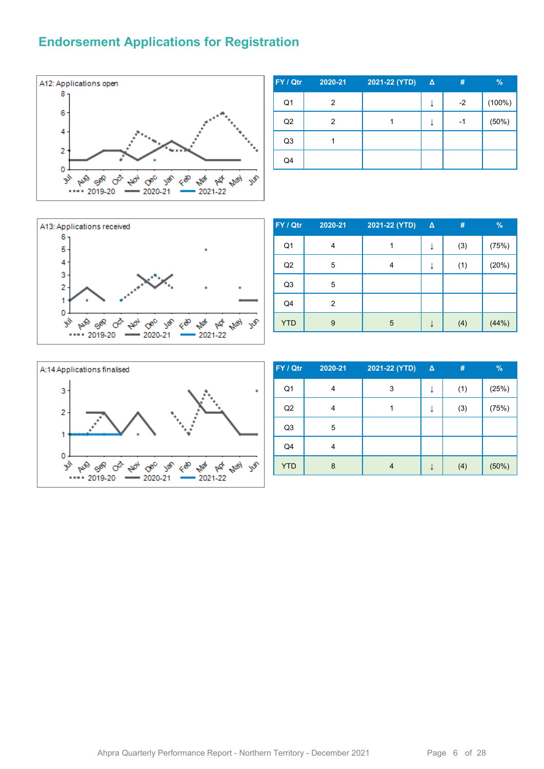## Endorsement Applications for Registration

A12: Applications open

| FY / Qtr | 2020-21 | 2021-22 (YTD) | Δ | # | % |
|---|---|---|---|---|---|
| Q1 | 2 | | ↓ | -2 | (100%) |
| Q2 | 2 | 1 | ↓ | -1 | (50%) |
| Q3 | 1 | | | | |
| Q4 | | | | | |

A13: Applications received

| FY / Qtr | 2020-21 | 2021-22 (YTD) | Δ | # | % |
|---|---|---|---|---|---|
| Q1 | 4 | 1 | ↓ | (3) | (75%) |
| Q2 | 5 | 4 | ↓ | (1) | (20%) |
| Q3 | 5 | | | | |
| Q4 | 2 | | | | |
| YTD | 9 | 5 | ↓ | (4) | (44%) |

A:14 Applications finalised

| FY / Qtr | 2020-21 | 2021-22 (YTD) | Δ | # | % |
|---|---|---|---|---|---|
| Q1 | 4 | 3 | ↓ | (1) | (25%) |
| Q2 | 4 | 1 | ↓ | (3) | (75%) |
| Q3 | 5 | | | | |
| Q4 | 4 | | | | |
| YTD | 8 | 4 | ↓ | (4) | (50%) |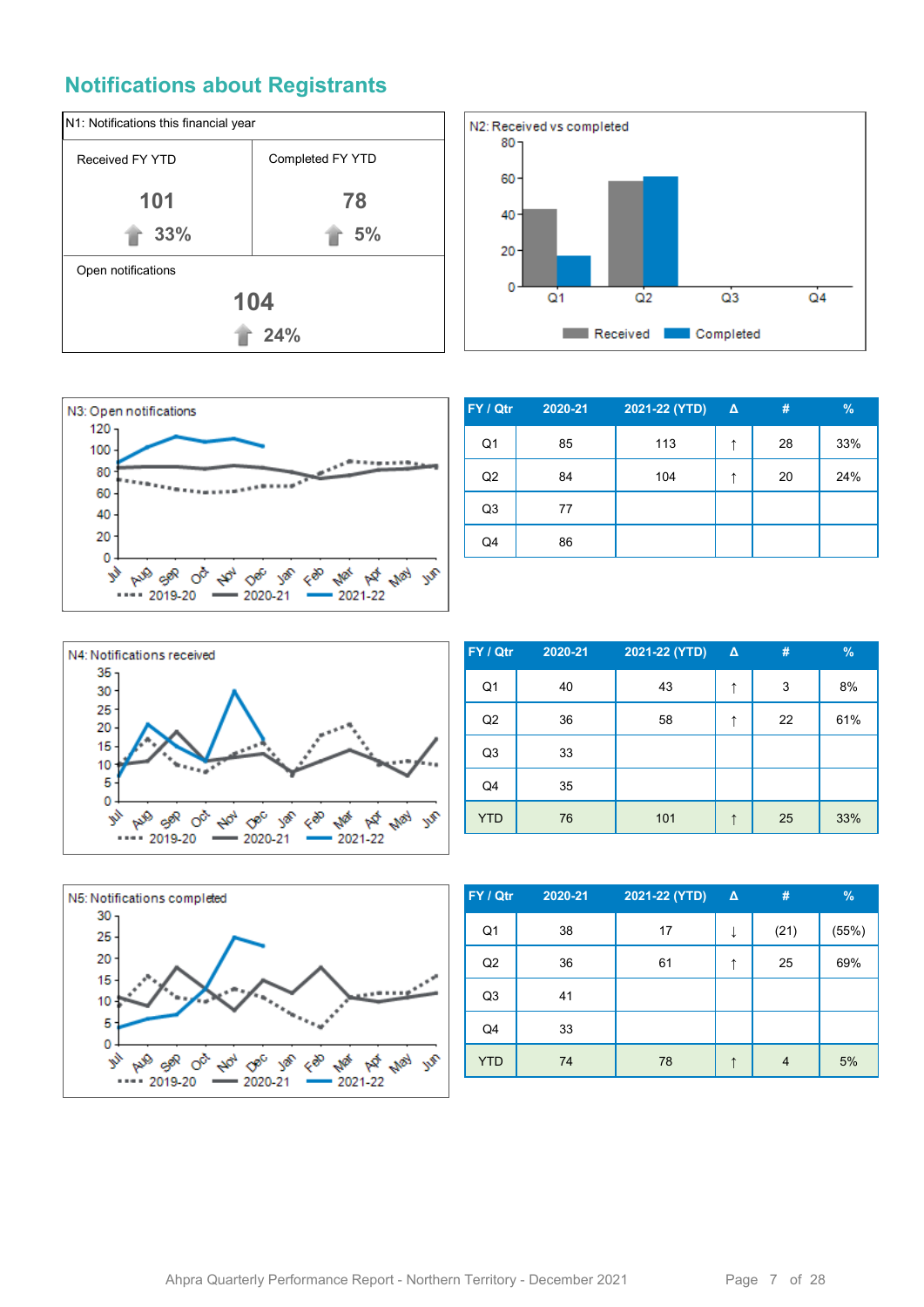## Notifications about Registrants

| N1: Notifications this financial year | |
|---|---|
| Received FY YTD | Completed FY YTD |
| 101 | 78 |
| ↑ 33% | ↑ 5% |
| Open notifications | |
| 104 | |
| ↑ 24% | |

N2: Received vs completed

N3: Open notifications

| FY / Qtr | 2020-21 | 2021-22 (YTD) | Δ | # | % |
|---|---|---|---|---|---|
| Q1 | 85 | 113 | ↑ | 28 | 33% |
| Q2 | 84 | 104 | ↑ | 20 | 24% |
| Q3 | 77 | | | | |
| Q4 | 86 | | | | |

N4: Notifications received

| FY / Qtr | 2020-21 | 2021-22 (YTD) | Δ | # | % |
|---|---|---|---|---|---|
| Q1 | 40 | 43 | ↑ | 3 | 8% |
| Q2 | 36 | 58 | ↑ | 22 | 61% |
| Q3 | 33 | | | | |
| Q4 | 35 | | | | |
| YTD | 76 | 101 | ↑ | 25 | 33% |

N5: Notifications completed

| FY / Qtr | 2020-21 | 2021-22 (YTD) | Δ | # | % |
|---|---|---|---|---|---|
| Q1 | 38 | 17 | ↓ | (21) | (55%) |
| Q2 | 36 | 61 | ↑ | 25 | 69% |
| Q3 | 41 | | | | |
| Q4 | 33 | | | | |
| YTD | 74 | 78 | ↑ | 4 | 5% |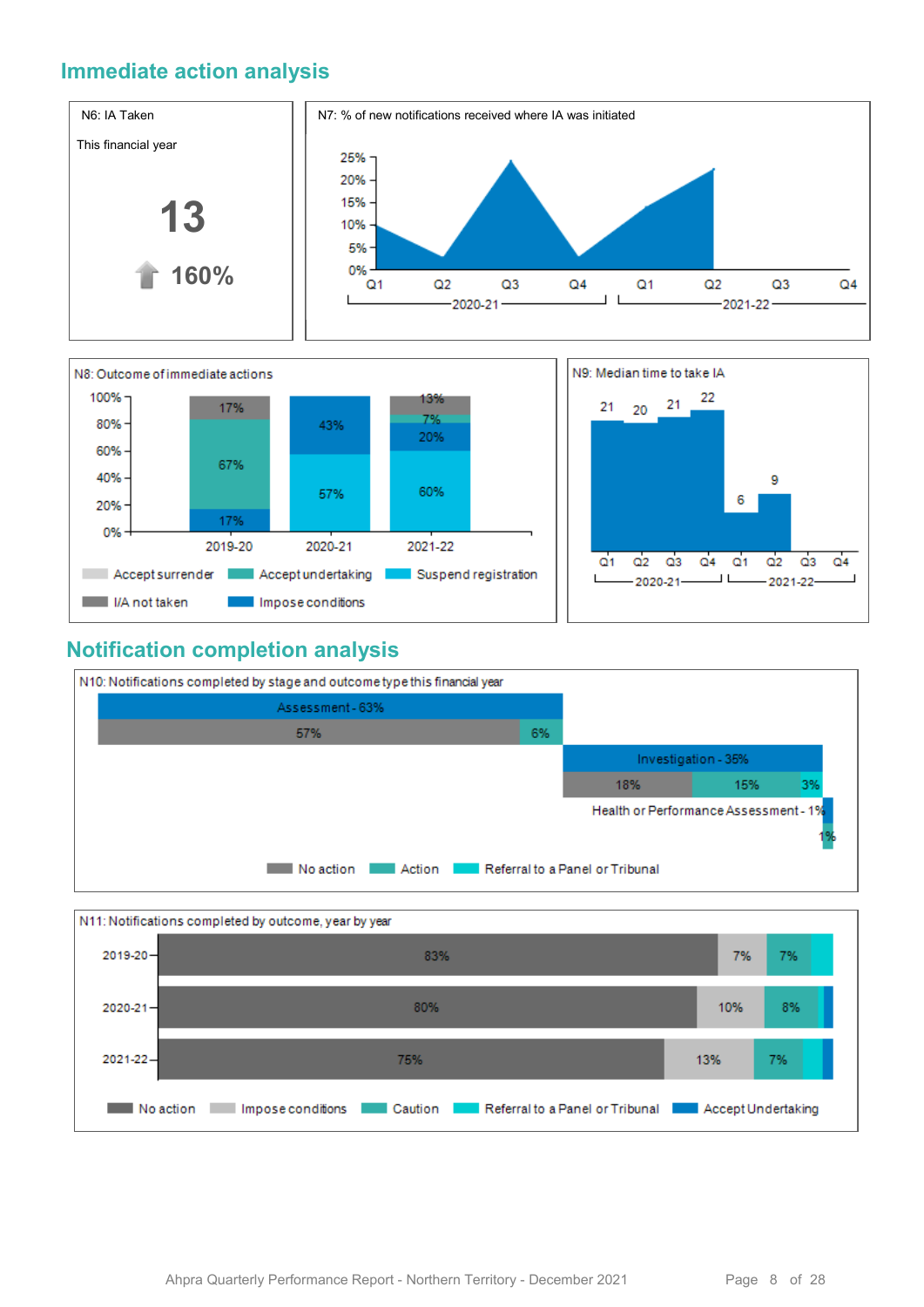## Immediate action analysis

N6: IA Taken

This financial year

**13**

**160%**

N7: % of new notifications received where IA was initiated

25%
20%
15%
10%
5%
0%

Q1 Q2 Q3 Q4 Q1 Q2 Q3 Q4

2020-21 2021-22

N8: Outcome of immediate actions

| | 2019-20 | 2020-21 | 2021-22 |
|---|---|---|---|
| I/A not taken | 17% | | 13% |
| Accept undertaking | 67% | | 7% |
| Impose conditions | 17% | 43% | 20% |
| Suspend registration | | 57% | 60% |

Accept surrender, Accept undertaking, Suspend registration, I/A not taken, Impose conditions

N9: Median time to take IA

| | Q1 | Q2 | Q3 | Q4 |
|---|---|---|---|---|
| 2020-21 | 21 | 20 | 21 | 22 |
| 2021-22 | 6 | 9 | | |

## Notification completion analysis

N10: Notifications completed by stage and outcome type this financial year

Assessment - 63%: 57%, 6%

Investigation - 35%: 18%, 15%, 3%

Health or Performance Assessment - 1%: 1%

No action, Action, Referral to a Panel or Tribunal

N11: Notifications completed by outcome, year by year

| | No action | Impose conditions | Caution | Referral to a Panel or Tribunal | Accept Undertaking |
|---|---|---|---|---|---|
| 2019-20 | 83% | 7% | 7% | | |
| 2020-21 | 80% | 10% | 8% | | |
| 2021-22 | 75% | 13% | 7% | | |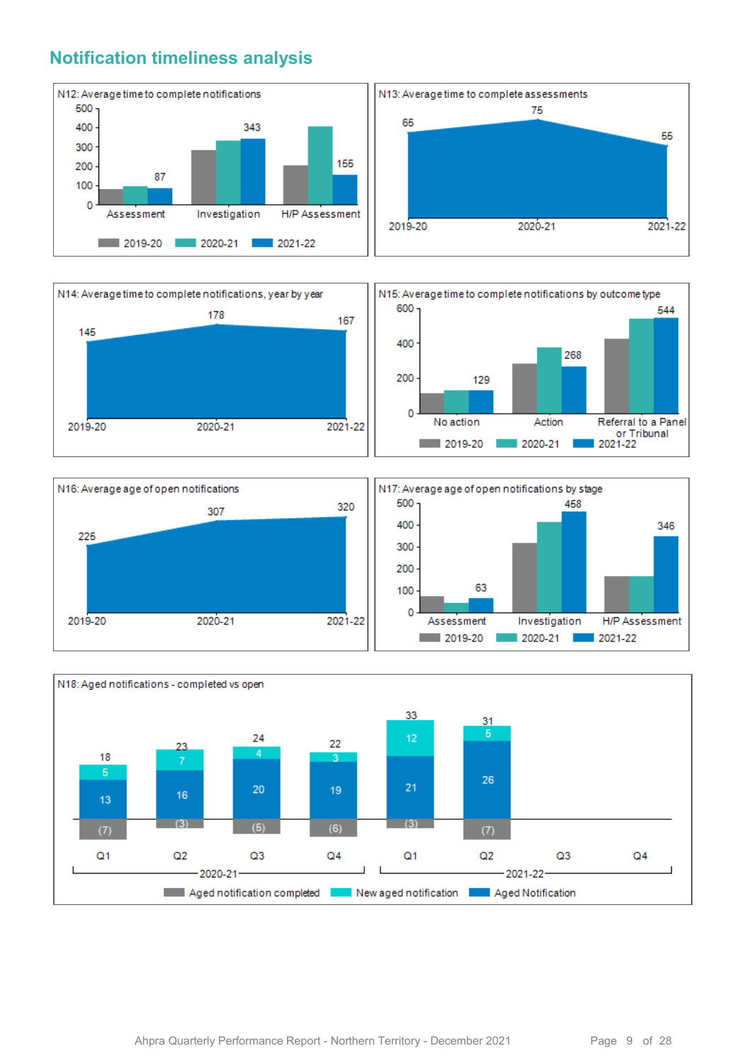## Notification timeliness analysis

N12: Average time to complete notifications

| | 2019-20 | 2020-21 | 2021-22 |
|---|---|---|---|
| Assessment | | | 87 |
| Investigation | | | 343 |
| H/P Assessment | | | 155 |

N13: Average time to complete assessments

| 2019-20 | 2020-21 | 2021-22 |
|---|---|---|
| 65 | 75 | 55 |

N14: Average time to complete notifications, year by year

| 2019-20 | 2020-21 | 2021-22 |
|---|---|---|
| 145 | 178 | 167 |

N15: Average time to complete notifications by outcome type

| | 2019-20 | 2020-21 | 2021-22 |
|---|---|---|---|
| No action | | | 129 |
| Action | | | 268 |
| Referral to a Panel or Tribunal | | | 544 |

N16: Average age of open notifications

| 2019-20 | 2020-21 | 2021-22 |
|---|---|---|
| 225 | 307 | 320 |

N17: Average age of open notifications by stage

| | 2019-20 | 2020-21 | 2021-22 |
|---|---|---|---|
| Assessment | | | 63 |
| Investigation | | | 458 |
| H/P Assessment | | | 346 |

N18: Aged notifications - completed vs open

| | 2020-21 Q1 | 2020-21 Q2 | 2020-21 Q3 | 2020-21 Q4 | 2021-22 Q1 | 2021-22 Q2 | 2021-22 Q3 | 2021-22 Q4 |
|---|---|---|---|---|---|---|---|---|
| Total | 18 | 23 | 24 | 22 | 33 | 31 | | |
| New aged notification | 5 | 7 | 4 | 3 | 12 | 5 | | |
| Aged Notification | 13 | 16 | 20 | 19 | 21 | 26 | | |
| Aged notification completed | (7) | (3) | (5) | (6) | (3) | (7) | | |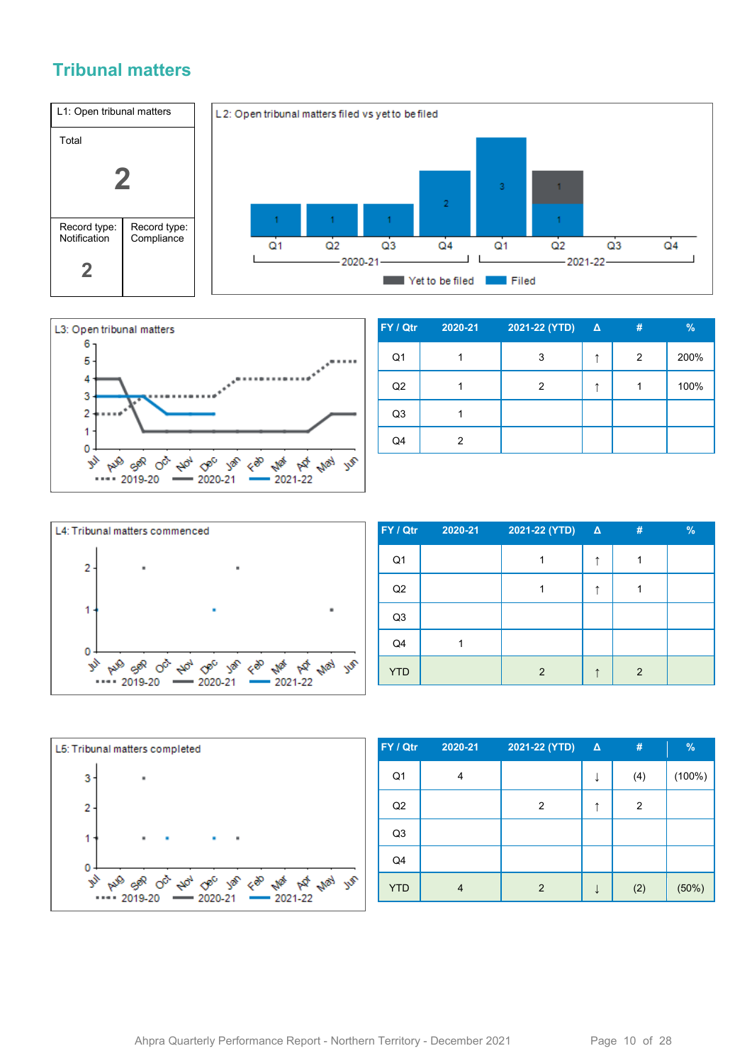## Tribunal matters

| L1: Open tribunal matters | |
|---|---|
| Total | |
| 2 | |
| Record type: Notification | Record type: Compliance |
| 2 | |

L2: Open tribunal matters filed vs yet to be filed

| FY / Qtr | Filed | Yet to be filed |
|---|---|---|
| 2020-21 Q1 | 1 | |
| 2020-21 Q2 | 1 | |
| 2020-21 Q3 | 1 | |
| 2020-21 Q4 | 2 | |
| 2021-22 Q1 | 3 | |
| 2021-22 Q2 | 1 | 1 |
| 2021-22 Q3 | | |
| 2021-22 Q4 | | |

L3: Open tribunal matters

| FY / Qtr | 2020-21 | 2021-22 (YTD) | Δ | # | % |
|---|---|---|---|---|---|
| Q1 | 1 | 3 | ↑ | 2 | 200% |
| Q2 | 1 | 2 | ↑ | 1 | 100% |
| Q3 | 1 | | | | |
| Q4 | 2 | | | | |

L4: Tribunal matters commenced

| FY / Qtr | 2020-21 | 2021-22 (YTD) | Δ | # | % |
|---|---|---|---|---|---|
| Q1 | | 1 | ↑ | 1 | |
| Q2 | | 1 | ↑ | 1 | |
| Q3 | | | | | |
| Q4 | 1 | | | | |
| YTD | | 2 | ↑ | 2 | |

L5: Tribunal matters completed

| FY / Qtr | 2020-21 | 2021-22 (YTD) | Δ | # | % |
|---|---|---|---|---|---|
| Q1 | 4 | | ↓ | (4) | (100%) |
| Q2 | | 2 | ↑ | 2 | |
| Q3 | | | | | |
| Q4 | | | | | |
| YTD | 4 | 2 | ↓ | (2) | (50%) |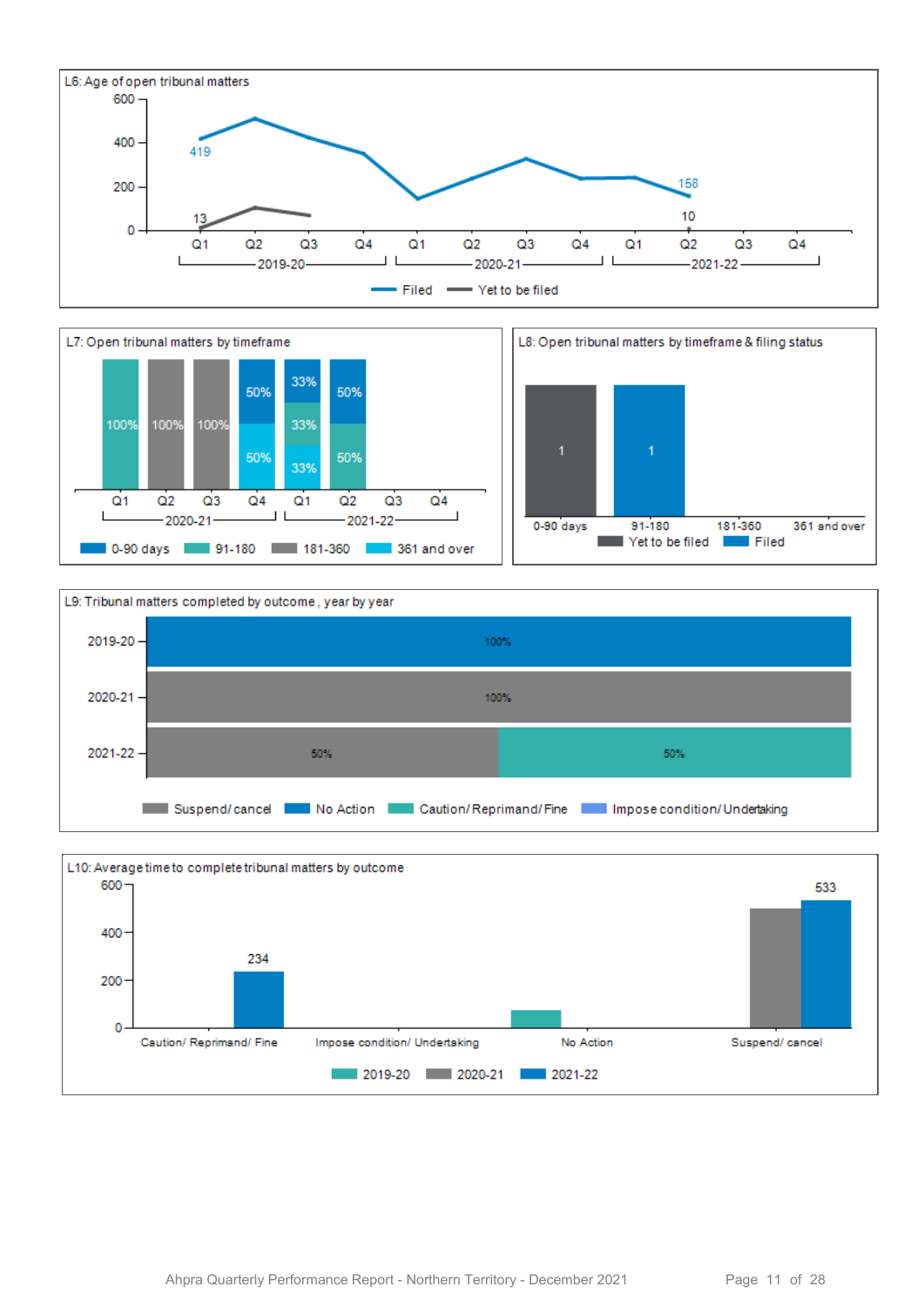L6: Age of open tribunal matters

600
400
200
0

419
13
158
10

Q1 Q2 Q3 Q4 Q1 Q2 Q3 Q4 Q1 Q2 Q3 Q4

2019-20 2020-21 2021-22

Filed Yet to be filed

L7: Open tribunal matters by timeframe

| | 2020-21 Q1 | 2020-21 Q2 | 2020-21 Q3 | 2020-21 Q4 | 2021-22 Q1 | 2021-22 Q2 | 2021-22 Q3 | 2021-22 Q4 |
|---|---|---|---|---|---|---|---|---|
| 0-90 days | | | | 50% | 33% | 50% | | |
| 91-180 | 100% | | | | 33% | 50% | | |
| 181-360 | | 100% | 100% | | | | | |
| 361 and over | | | | 50% | 33% | | | |

L8: Open tribunal matters by timeframe & filing status

| | 0-90 days | 91-180 | 181-360 | 361 and over |
|---|---|---|---|---|
| Yet to be filed | 1 | | | |
| Filed | | 1 | | |

L9: Tribunal matters completed by outcome, year by year

| | Suspend/ cancel | No Action | Caution/ Reprimand/ Fine | Impose condition/ Undertaking |
|---|---|---|---|---|
| 2019-20 | | 100% | | |
| 2020-21 | 100% | | | |
| 2021-22 | 50% | | 50% | |

L10: Average time to complete tribunal matters by outcome

600
400
200
0

234
533

Caution/ Reprimand/ Fine Impose condition/ Undertaking No Action Suspend/ cancel

2019-20 2020-21 2021-22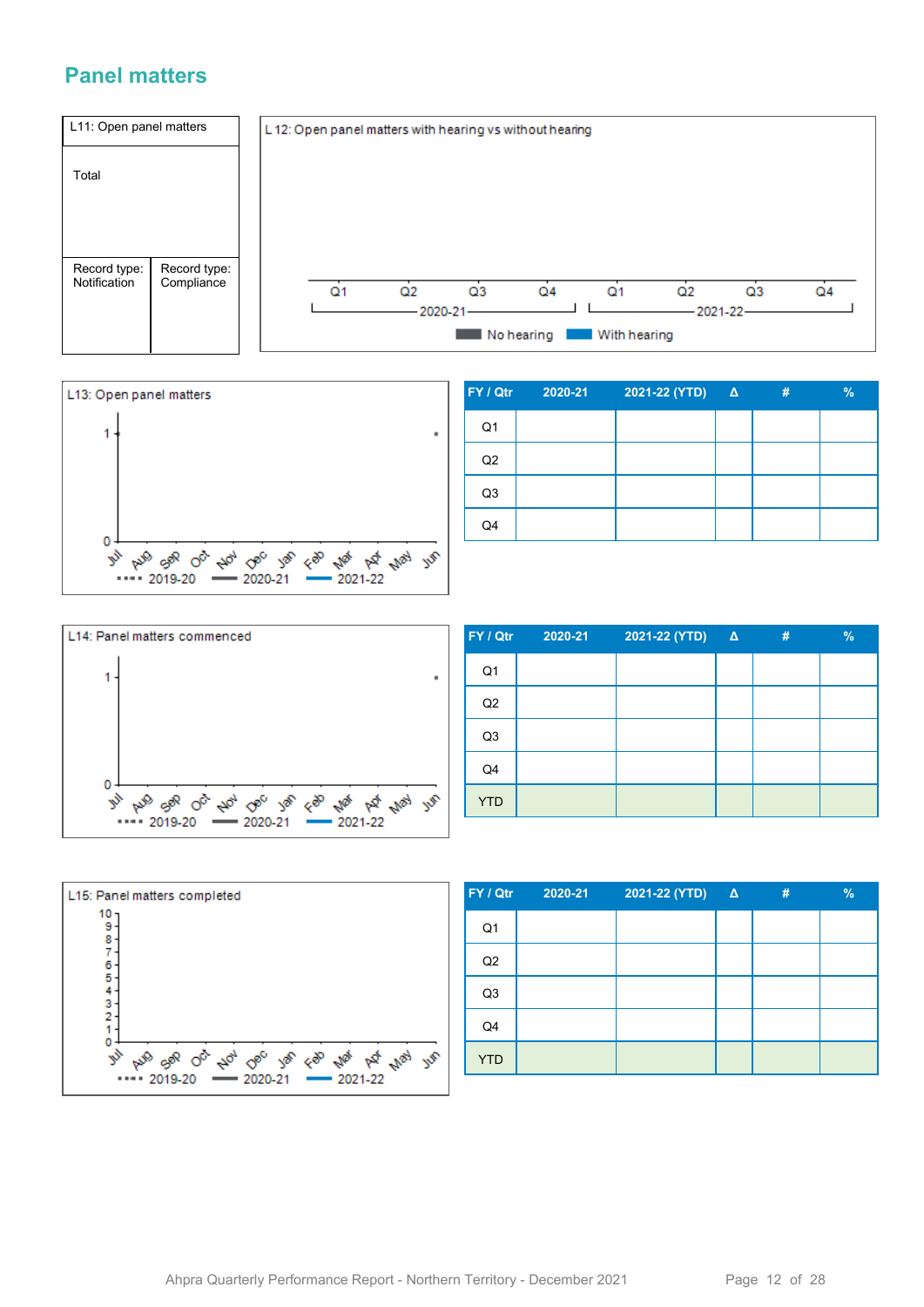## Panel matters

| L11: Open panel matters | |
|---|---|
| Total | |
| Record type: Notification | Record type: Compliance |
| | |

L 12: Open panel matters with hearing vs without hearing

Q1 Q2 Q3 Q4 Q1 Q2 Q3 Q4

2020-21 2021-22

No hearing With hearing

L13: Open panel matters

1

0

Jul Aug Sep Oct Nov Dec Jan Feb Mar Apr May Jun

2019-20 2020-21 2021-22

| FY / Qtr | 2020-21 | 2021-22 (YTD) | Δ | # | % |
|---|---|---|---|---|---|
| Q1 | | | | | |
| Q2 | | | | | |
| Q3 | | | | | |
| Q4 | | | | | |

L14: Panel matters commenced

1

0

Jul Aug Sep Oct Nov Dec Jan Feb Mar Apr May Jun

2019-20 2020-21 2021-22

| FY / Qtr | 2020-21 | 2021-22 (YTD) | Δ | # | % |
|---|---|---|---|---|---|
| Q1 | | | | | |
| Q2 | | | | | |
| Q3 | | | | | |
| Q4 | | | | | |
| YTD | | | | | |

L15: Panel matters completed

10 9 8 7 6 5 4 3 2 1 0

Jul Aug Sep Oct Nov Dec Jan Feb Mar Apr May Jun

2019-20 2020-21 2021-22

| FY / Qtr | 2020-21 | 2021-22 (YTD) | Δ | # | % |
|---|---|---|---|---|---|
| Q1 | | | | | |
| Q2 | | | | | |
| Q3 | | | | | |
| Q4 | | | | | |
| YTD | | | | | |

Ahpra Quarterly Performance Report - Northern Territory - December 2021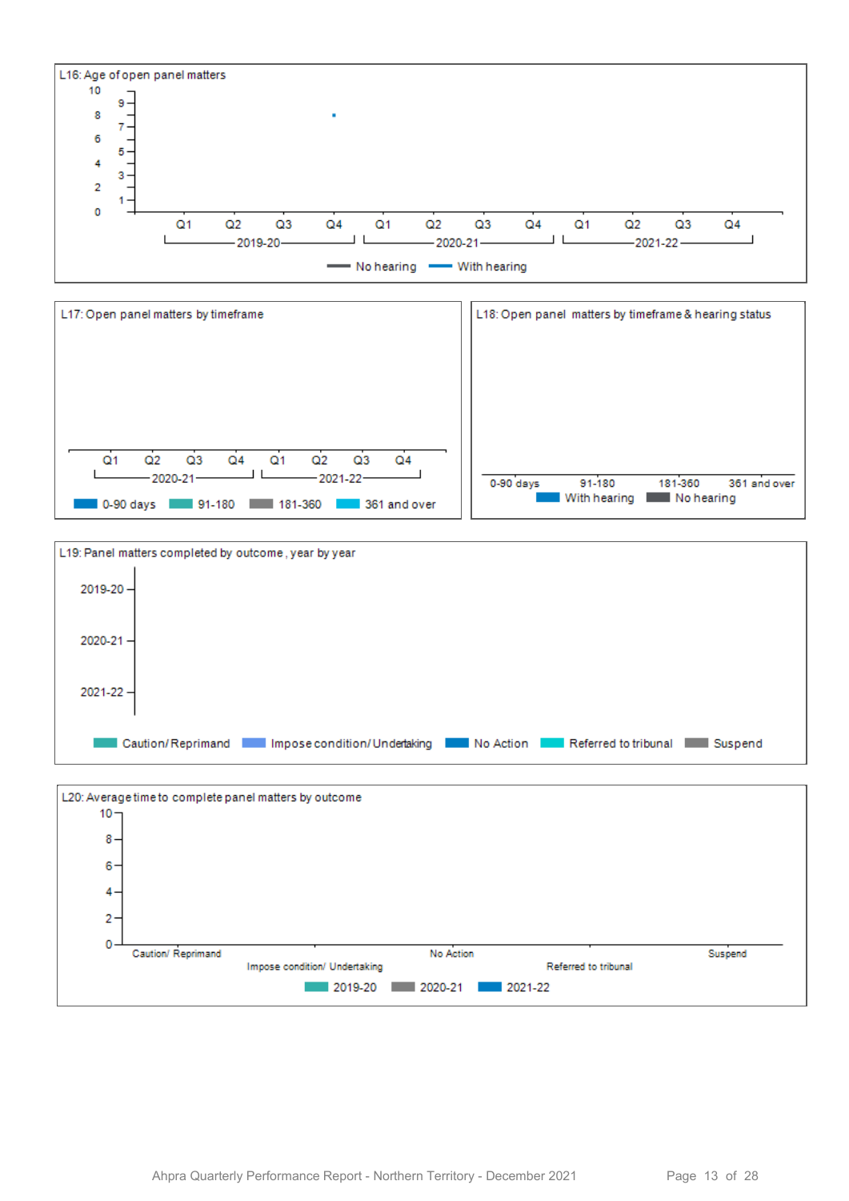L16: Age of open panel matters

10
9
8
7
6
5
4
3
2
1
0

Q1 Q2 Q3 Q4 Q1 Q2 Q3 Q4 Q1 Q2 Q3 Q4

2019-20 2020-21 2021-22

No hearing With hearing

L17: Open panel matters by timeframe

Q1 Q2 Q3 Q4 Q1 Q2 Q3 Q4

2020-21 2021-22

0-90 days 91-180 181-360 361 and over

L18: Open panel matters by timeframe & hearing status

0-90 days 91-180 181-360 361 and over

With hearing No hearing

L19: Panel matters completed by outcome, year by year

2019-20

2020-21

2021-22

Caution/ Reprimand Impose condition/ Undertaking No Action Referred to tribunal Suspend

L20: Average time to complete panel matters by outcome

10
8
6
4
2
0

Caution/ Reprimand Impose condition/ Undertaking No Action Referred to tribunal Suspend

2019-20 2020-21 2021-22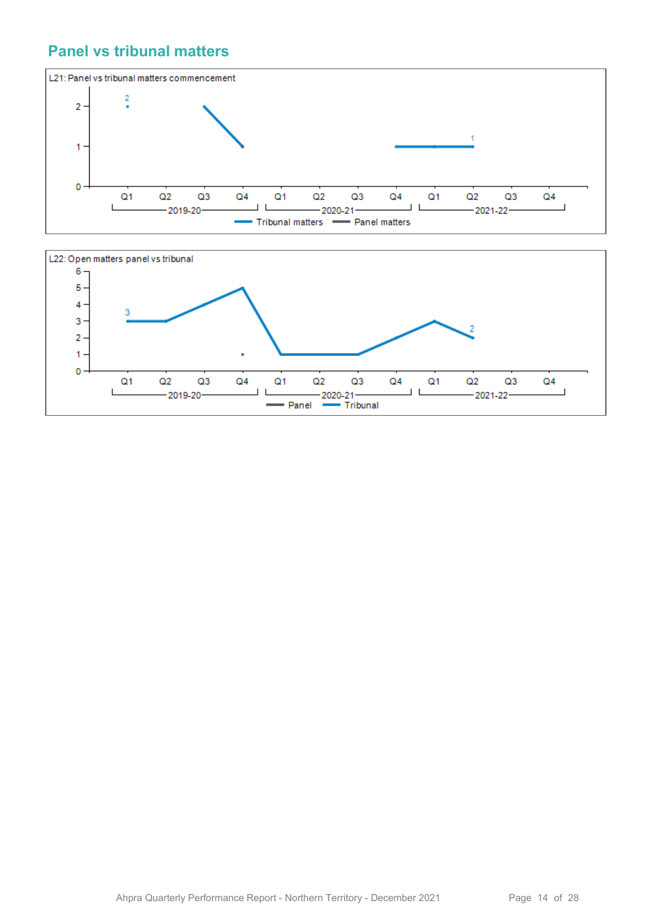## Panel vs tribunal matters

L21: Panel vs tribunal matters commencement

L22: Open matters panel vs tribunal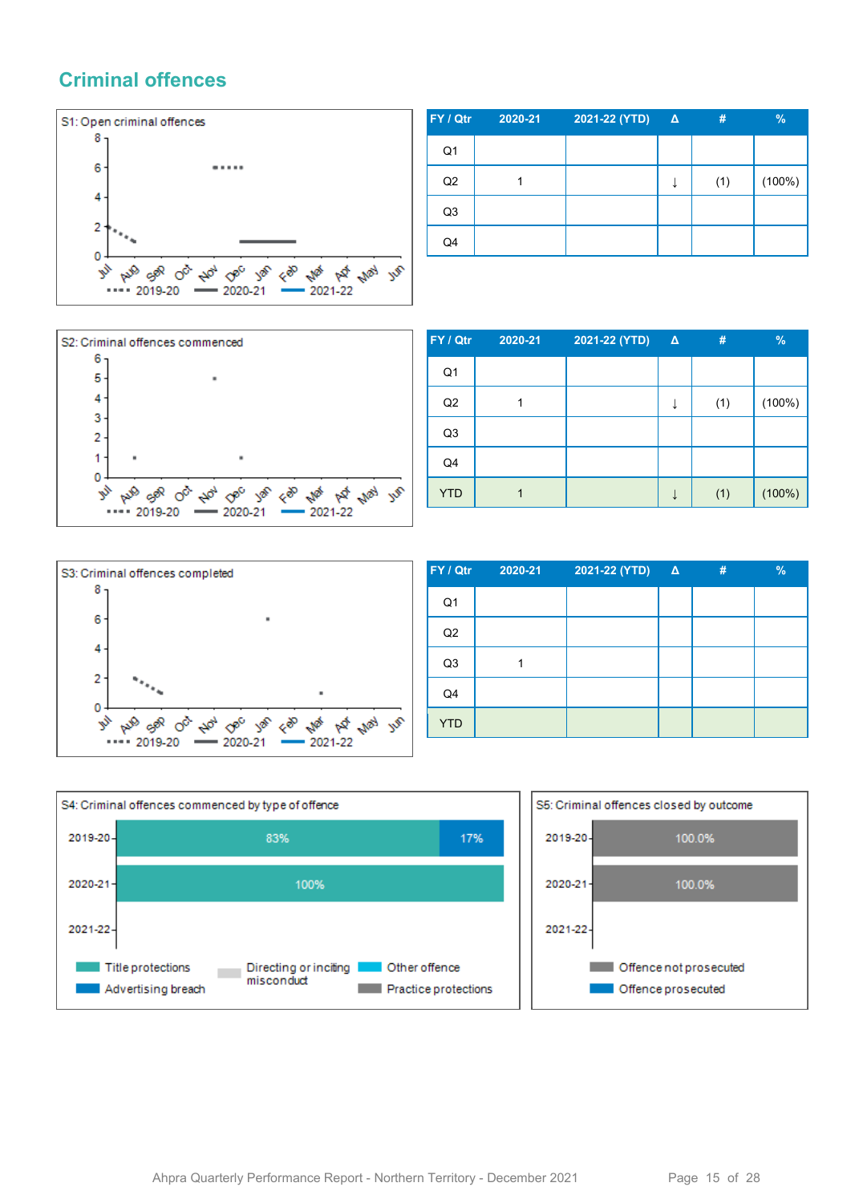## Criminal offences

S1: Open criminal offences

| FY / Qtr | 2020-21 | 2021-22 (YTD) | Δ | # | % |
|---|---|---|---|---|---|
| Q1 | | | | | |
| Q2 | 1 | | ↓ | (1) | (100%) |
| Q3 | | | | | |
| Q4 | | | | | |

S2: Criminal offences commenced

| FY / Qtr | 2020-21 | 2021-22 (YTD) | Δ | # | % |
|---|---|---|---|---|---|
| Q1 | | | | | |
| Q2 | 1 | | ↓ | (1) | (100%) |
| Q3 | | | | | |
| Q4 | | | | | |
| YTD | 1 | | ↓ | (1) | (100%) |

S3: Criminal offences completed

| FY / Qtr | 2020-21 | 2021-22 (YTD) | Δ | # | % |
|---|---|---|---|---|---|
| Q1 | | | | | |
| Q2 | | | | | |
| Q3 | 1 | | | | |
| Q4 | | | | | |
| YTD | | | | | |

S4: Criminal offences commenced by type of offence

| Year | Title protections | Advertising breach |
|---|---|---|
| 2019-20 | 83% | 17% |
| 2020-21 | 100% | |
| 2021-22 | | |

Legend: Title protections, Advertising breach, Directing or inciting misconduct, Other offence, Practice protections

S5: Criminal offences closed by outcome

| Year | Offence not prosecuted |
|---|---|
| 2019-20 | 100.0% |
| 2020-21 | 100.0% |
| 2021-22 | |

Legend: Offence not prosecuted, Offence prosecuted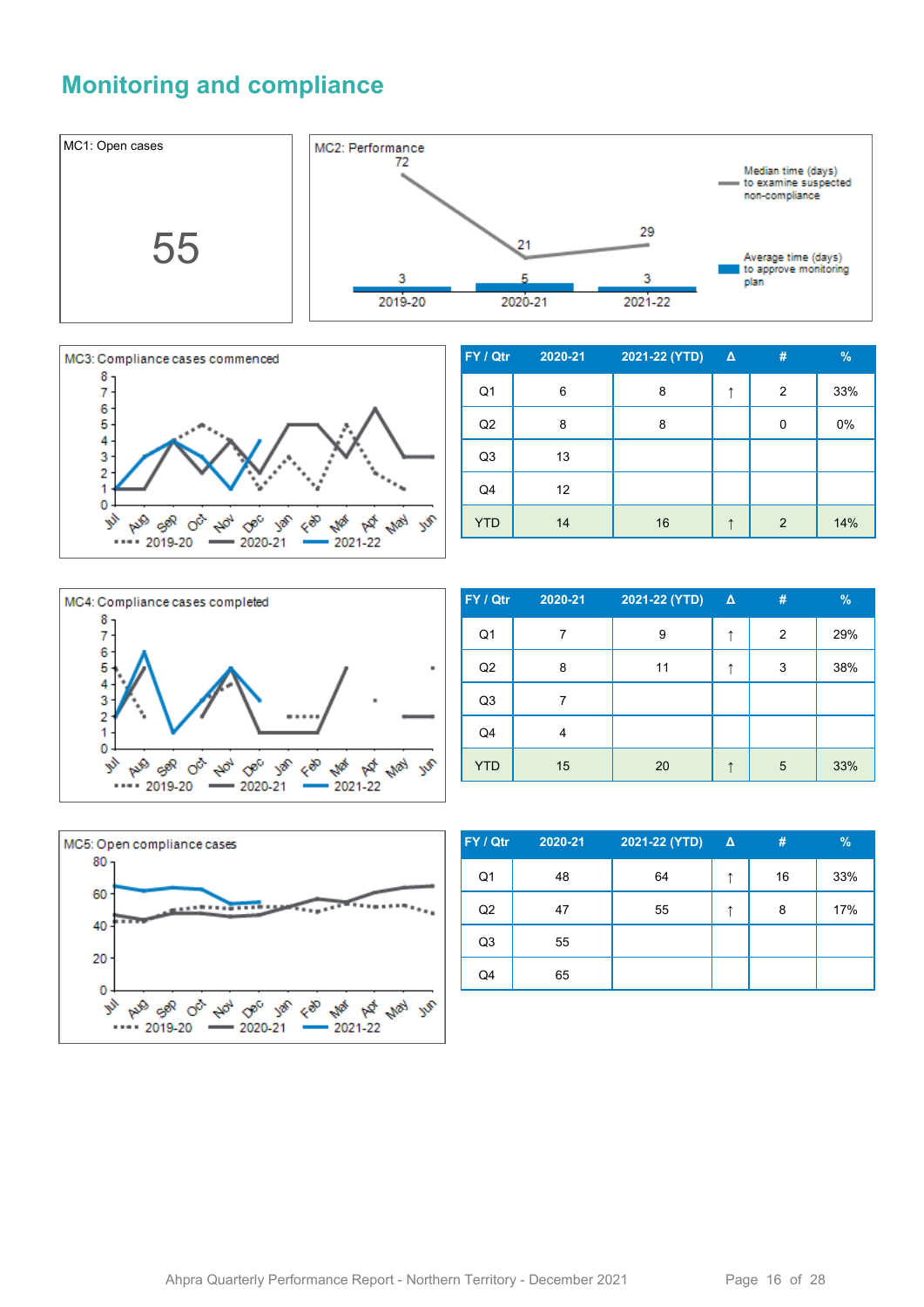# Monitoring and compliance

MC1: Open cases

55

MC2: Performance

| | 2019-20 | 2020-21 | 2021-22 |
|---|---|---|---|
| Median time (days) to examine suspected non-compliance | 72 | 21 | 29 |
| Average time (days) to approve monitoring plan | 3 | 5 | 3 |

MC3: Compliance cases commenced

| FY / Qtr | 2020-21 | 2021-22 (YTD) | Δ | # | % |
|---|---|---|---|---|---|
| Q1 | 6 | 8 | ↑ | 2 | 33% |
| Q2 | 8 | 8 | | 0 | 0% |
| Q3 | 13 | | | | |
| Q4 | 12 | | | | |
| YTD | 14 | 16 | ↑ | 2 | 14% |

MC4: Compliance cases completed

| FY / Qtr | 2020-21 | 2021-22 (YTD) | Δ | # | % |
|---|---|---|---|---|---|
| Q1 | 7 | 9 | ↑ | 2 | 29% |
| Q2 | 8 | 11 | ↑ | 3 | 38% |
| Q3 | 7 | | | | |
| Q4 | 4 | | | | |
| YTD | 15 | 20 | ↑ | 5 | 33% |

MC5: Open compliance cases

| FY / Qtr | 2020-21 | 2021-22 (YTD) | Δ | # | % |
|---|---|---|---|---|---|
| Q1 | 48 | 64 | ↑ | 16 | 33% |
| Q2 | 47 | 55 | ↑ | 8 | 17% |
| Q3 | 55 | | | | |
| Q4 | 65 | | | | |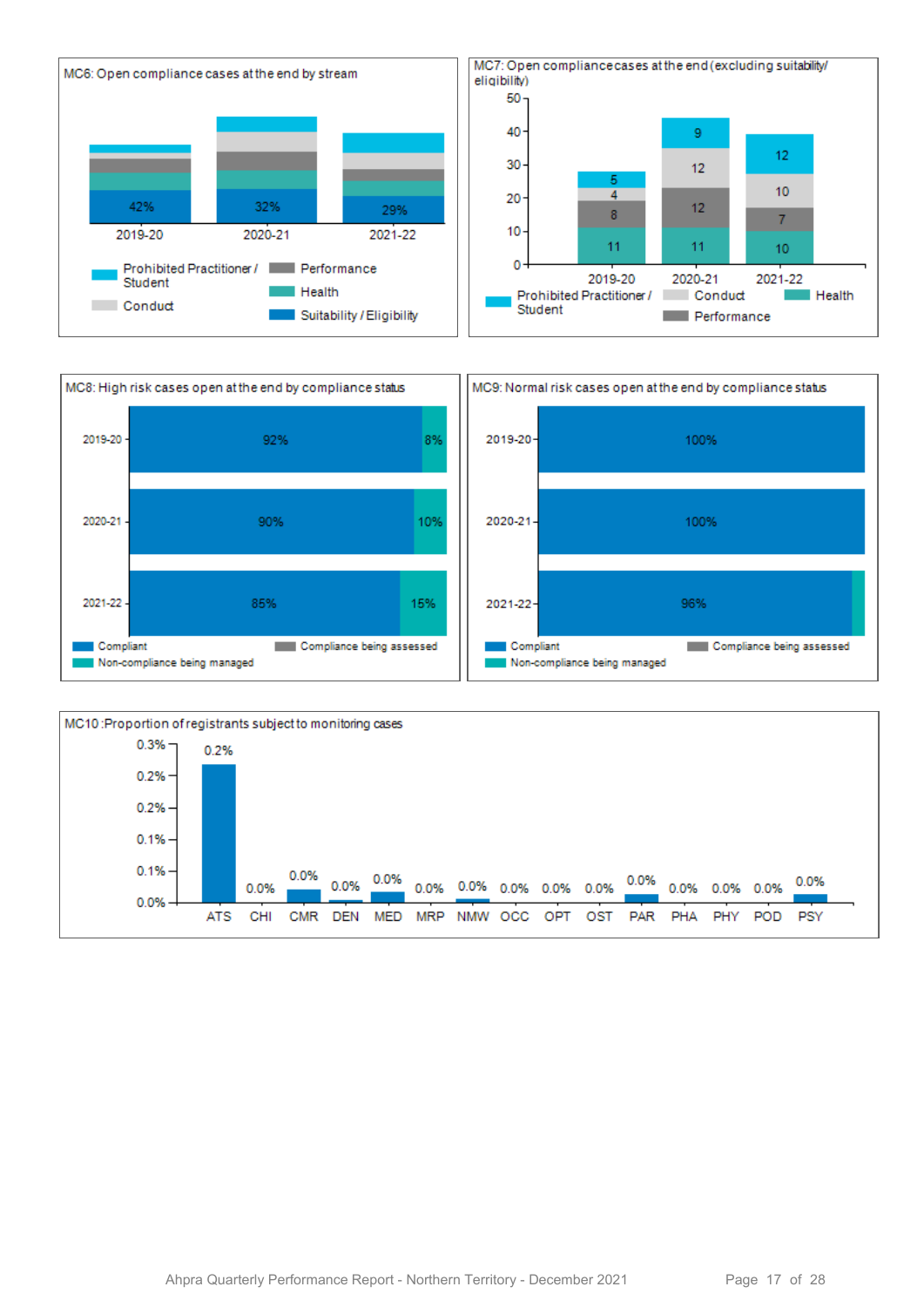MC6: Open compliance cases at the end by stream

| | 2019-20 | 2020-21 | 2021-22 |
|---|---|---|---|
| Suitability / Eligibility | 42% | 32% | 29% |

Prohibited Practitioner / Student | Performance | Health | Conduct | Suitability / Eligibility

MC7: Open compliance cases at the end (excluding suitability/ eligibility)

| | 2019-20 | 2020-21 | 2021-22 |
|---|---|---|---|
| Prohibited Practitioner / Student | 5 | 9 | 12 |
| Conduct | 4 | 12 | 10 |
| Performance | 8 | 12 | 7 |
| Health | 11 | 11 | 10 |

MC8: High risk cases open at the end by compliance status

| | Compliant | Non-compliance being managed |
|---|---|---|
| 2019-20 | 92% | 8% |
| 2020-21 | 90% | 10% |
| 2021-22 | 85% | 15% |

Compliant | Compliance being assessed | Non-compliance being managed

MC9: Normal risk cases open at the end by compliance status

| | Compliant |
|---|---|
| 2019-20 | 100% |
| 2020-21 | 100% |
| 2021-22 | 96% |

Compliant | Compliance being assessed | Non-compliance being managed

MC10: Proportion of registrants subject to monitoring cases

| ATS | CHI | CMR | DEN | MED | MRP | NMW | OCC | OPT | OST | PAR | PHA | PHY | POD | PSY |
|---|---|---|---|---|---|---|---|---|---|---|---|---|---|---|
| 0.2% | 0.0% | 0.0% | 0.0% | 0.0% | 0.0% | 0.0% | 0.0% | 0.0% | 0.0% | 0.0% | 0.0% | 0.0% | 0.0% | 0.0% |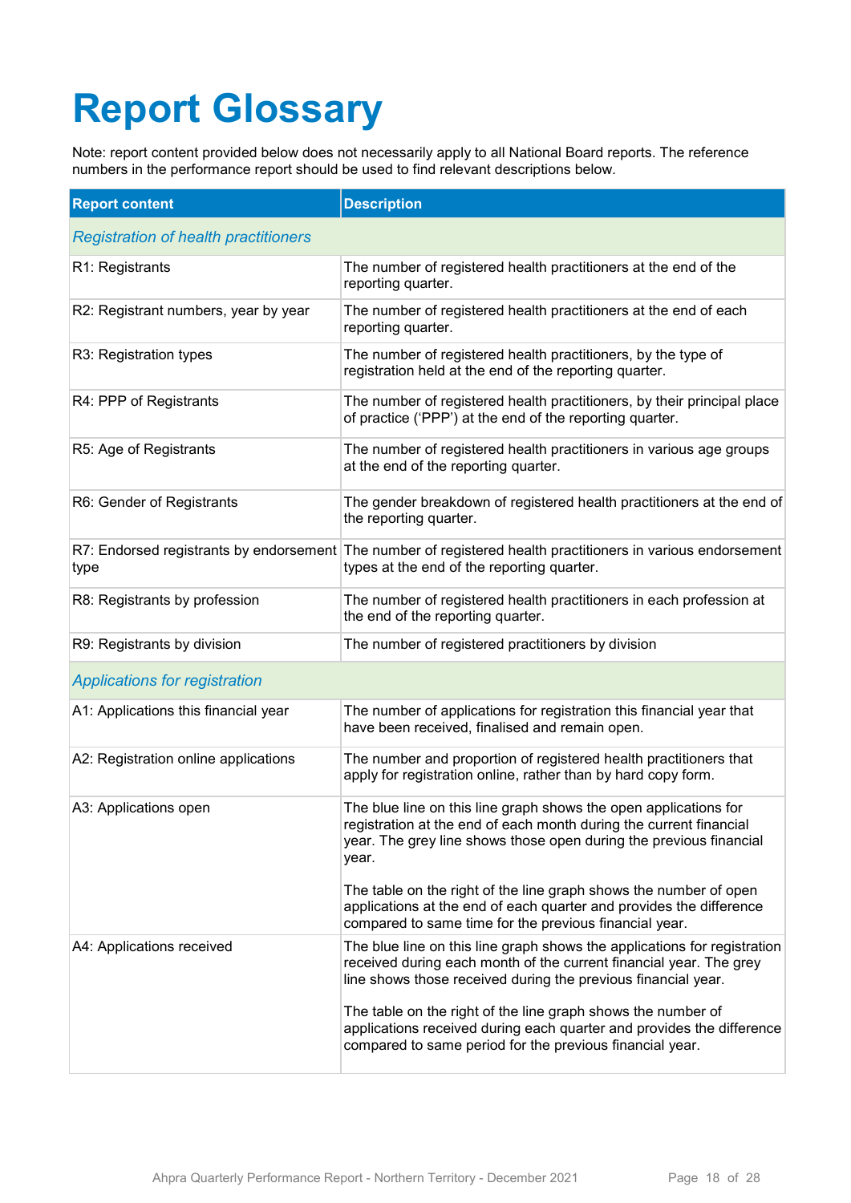# Report Glossary

Note: report content provided below does not necessarily apply to all National Board reports. The reference numbers in the performance report should be used to find relevant descriptions below.

| Report content | Description |
|---|---|
| *Registration of health practitioners* | |
| R1: Registrants | The number of registered health practitioners at the end of the reporting quarter. |
| R2: Registrant numbers, year by year | The number of registered health practitioners at the end of each reporting quarter. |
| R3: Registration types | The number of registered health practitioners, by the type of registration held at the end of the reporting quarter. |
| R4: PPP of Registrants | The number of registered health practitioners, by their principal place of practice ('PPP') at the end of the reporting quarter. |
| R5: Age of Registrants | The number of registered health practitioners in various age groups at the end of the reporting quarter. |
| R6: Gender of Registrants | The gender breakdown of registered health practitioners at the end of the reporting quarter. |
| R7: Endorsed registrants by endorsement type | The number of registered health practitioners in various endorsement types at the end of the reporting quarter. |
| R8: Registrants by profession | The number of registered health practitioners in each profession at the end of the reporting quarter. |
| R9: Registrants by division | The number of registered practitioners by division |
| *Applications for registration* | |
| A1: Applications this financial year | The number of applications for registration this financial year that have been received, finalised and remain open. |
| A2: Registration online applications | The number and proportion of registered health practitioners that apply for registration online, rather than by hard copy form. |
| A3: Applications open | The blue line on this line graph shows the open applications for registration at the end of each month during the current financial year. The grey line shows those open during the previous financial year.<br><br>The table on the right of the line graph shows the number of open applications at the end of each quarter and provides the difference compared to same time for the previous financial year. |
| A4: Applications received | The blue line on this line graph shows the applications for registration received during each month of the current financial year. The grey line shows those received during the previous financial year.<br><br>The table on the right of the line graph shows the number of applications received during each quarter and provides the difference compared to same period for the previous financial year. |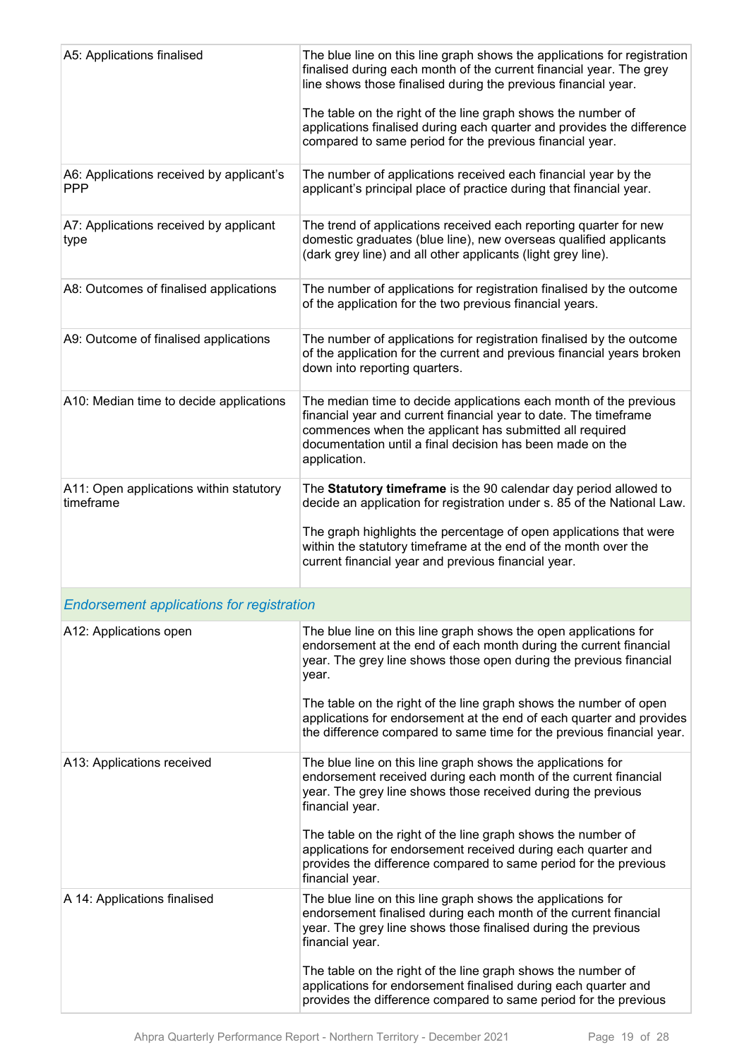| | |
|---|---|
| A5: Applications finalised | The blue line on this line graph shows the applications for registration finalised during each month of the current financial year. The grey line shows those finalised during the previous financial year.<br><br>The table on the right of the line graph shows the number of applications finalised during each quarter and provides the difference compared to same period for the previous financial year. |
| A6: Applications received by applicant's PPP | The number of applications received each financial year by the applicant's principal place of practice during that financial year. |
| A7: Applications received by applicant type | The trend of applications received each reporting quarter for new domestic graduates (blue line), new overseas qualified applicants (dark grey line) and all other applicants (light grey line). |
| A8: Outcomes of finalised applications | The number of applications for registration finalised by the outcome of the application for the two previous financial years. |
| A9: Outcome of finalised applications | The number of applications for registration finalised by the outcome of the application for the current and previous financial years broken down into reporting quarters. |
| A10: Median time to decide applications | The median time to decide applications each month of the previous financial year and current financial year to date. The timeframe commences when the applicant has submitted all required documentation until a final decision has been made on the application. |
| A11: Open applications within statutory timeframe | The **Statutory timeframe** is the 90 calendar day period allowed to decide an application for registration under s. 85 of the National Law.<br><br>The graph highlights the percentage of open applications that were within the statutory timeframe at the end of the month over the current financial year and previous financial year. |
| *Endorsement applications for registration* | |
| A12: Applications open | The blue line on this line graph shows the open applications for endorsement at the end of each month during the current financial year. The grey line shows those open during the previous financial year.<br><br>The table on the right of the line graph shows the number of open applications for endorsement at the end of each quarter and provides the difference compared to same time for the previous financial year. |
| A13: Applications received | The blue line on this line graph shows the applications for endorsement received during each month of the current financial year. The grey line shows those received during the previous financial year.<br><br>The table on the right of the line graph shows the number of applications for endorsement received during each quarter and provides the difference compared to same period for the previous financial year. |
| A 14: Applications finalised | The blue line on this line graph shows the applications for endorsement finalised during each month of the current financial year. The grey line shows those finalised during the previous financial year.<br><br>The table on the right of the line graph shows the number of applications for endorsement finalised during each quarter and provides the difference compared to same period for the previous |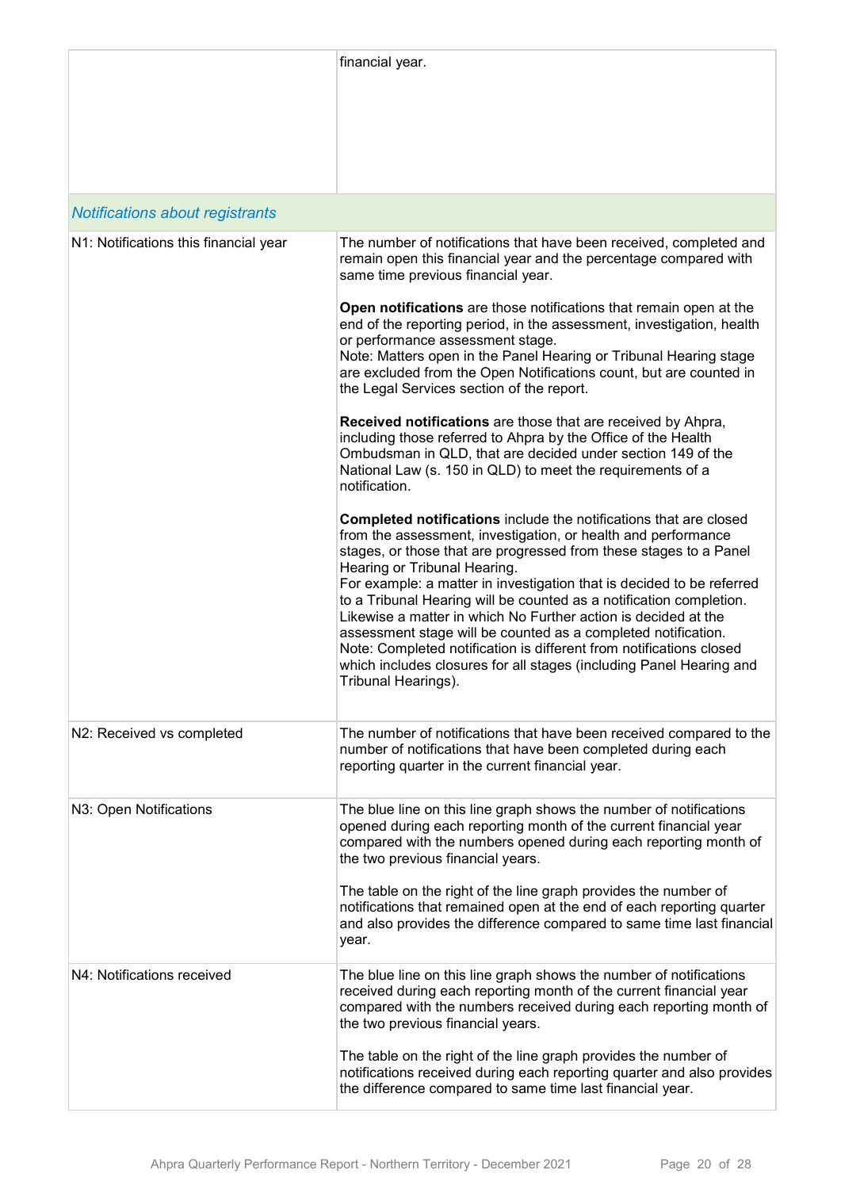| | |
|---|---|
| | financial year. |
| *Notifications about registrants* | |
| N1: Notifications this financial year | The number of notifications that have been received, completed and remain open this financial year and the percentage compared with same time previous financial year.<br><br>**Open notifications** are those notifications that remain open at the end of the reporting period, in the assessment, investigation, health or performance assessment stage.<br>Note: Matters open in the Panel Hearing or Tribunal Hearing stage are excluded from the Open Notifications count, but are counted in the Legal Services section of the report.<br><br>**Received notifications** are those that are received by Ahpra, including those referred to Ahpra by the Office of the Health Ombudsman in QLD, that are decided under section 149 of the National Law (s. 150 in QLD) to meet the requirements of a notification.<br><br>**Completed notifications** include the notifications that are closed from the assessment, investigation, or health and performance stages, or those that are progressed from these stages to a Panel Hearing or Tribunal Hearing.<br>For example: a matter in investigation that is decided to be referred to a Tribunal Hearing will be counted as a notification completion. Likewise a matter in which No Further action is decided at the assessment stage will be counted as a completed notification.<br>Note: Completed notification is different from notifications closed which includes closures for all stages (including Panel Hearing and Tribunal Hearings). |
| N2: Received vs completed | The number of notifications that have been received compared to the number of notifications that have been completed during each reporting quarter in the current financial year. |
| N3: Open Notifications | The blue line on this line graph shows the number of notifications opened during each reporting month of the current financial year compared with the numbers opened during each reporting month of the two previous financial years.<br><br>The table on the right of the line graph provides the number of notifications that remained open at the end of each reporting quarter and also provides the difference compared to same time last financial year. |
| N4: Notifications received | The blue line on this line graph shows the number of notifications received during each reporting month of the current financial year compared with the numbers received during each reporting month of the two previous financial years.<br><br>The table on the right of the line graph provides the number of notifications received during each reporting quarter and also provides the difference compared to same time last financial year. |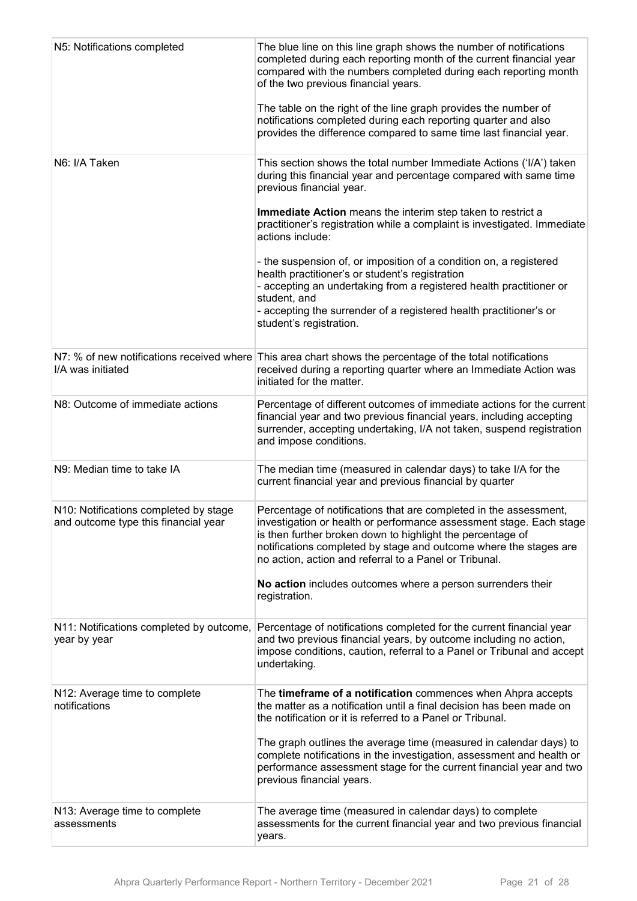| | |
|---|---|
| N5: Notifications completed | The blue line on this line graph shows the number of notifications completed during each reporting month of the current financial year compared with the numbers completed during each reporting month of the two previous financial years.<br><br>The table on the right of the line graph provides the number of notifications completed during each reporting quarter and also provides the difference compared to same time last financial year. |
| N6: I/A Taken | This section shows the total number Immediate Actions ('I/A') taken during this financial year and percentage compared with same time previous financial year.<br><br>**Immediate Action** means the interim step taken to restrict a practitioner's registration while a complaint is investigated. Immediate actions include:<br><br>- the suspension of, or imposition of a condition on, a registered health practitioner's or student's registration<br>- accepting an undertaking from a registered health practitioner or student, and<br>- accepting the surrender of a registered health practitioner's or student's registration. |
| N7: % of new notifications received where I/A was initiated | This area chart shows the percentage of the total notifications received during a reporting quarter where an Immediate Action was initiated for the matter. |
| N8: Outcome of immediate actions | Percentage of different outcomes of immediate actions for the current financial year and two previous financial years, including accepting surrender, accepting undertaking, I/A not taken, suspend registration and impose conditions. |
| N9: Median time to take IA | The median time (measured in calendar days) to take I/A for the current financial year and previous financial by quarter |
| N10: Notifications completed by stage and outcome type this financial year | Percentage of notifications that are completed in the assessment, investigation or health or performance assessment stage. Each stage is then further broken down to highlight the percentage of notifications completed by stage and outcome where the stages are no action, action and referral to a Panel or Tribunal.<br><br>**No action** includes outcomes where a person surrenders their registration. |
| N11: Notifications completed by outcome, year by year | Percentage of notifications completed for the current financial year and two previous financial years, by outcome including no action, impose conditions, caution, referral to a Panel or Tribunal and accept undertaking. |
| N12: Average time to complete notifications | The **timeframe of a notification** commences when Ahpra accepts the matter as a notification until a final decision has been made on the notification or it is referred to a Panel or Tribunal.<br><br>The graph outlines the average time (measured in calendar days) to complete notifications in the investigation, assessment and health or performance assessment stage for the current financial year and two previous financial years. |
| N13: Average time to complete assessments | The average time (measured in calendar days) to complete assessments for the current financial year and two previous financial years. |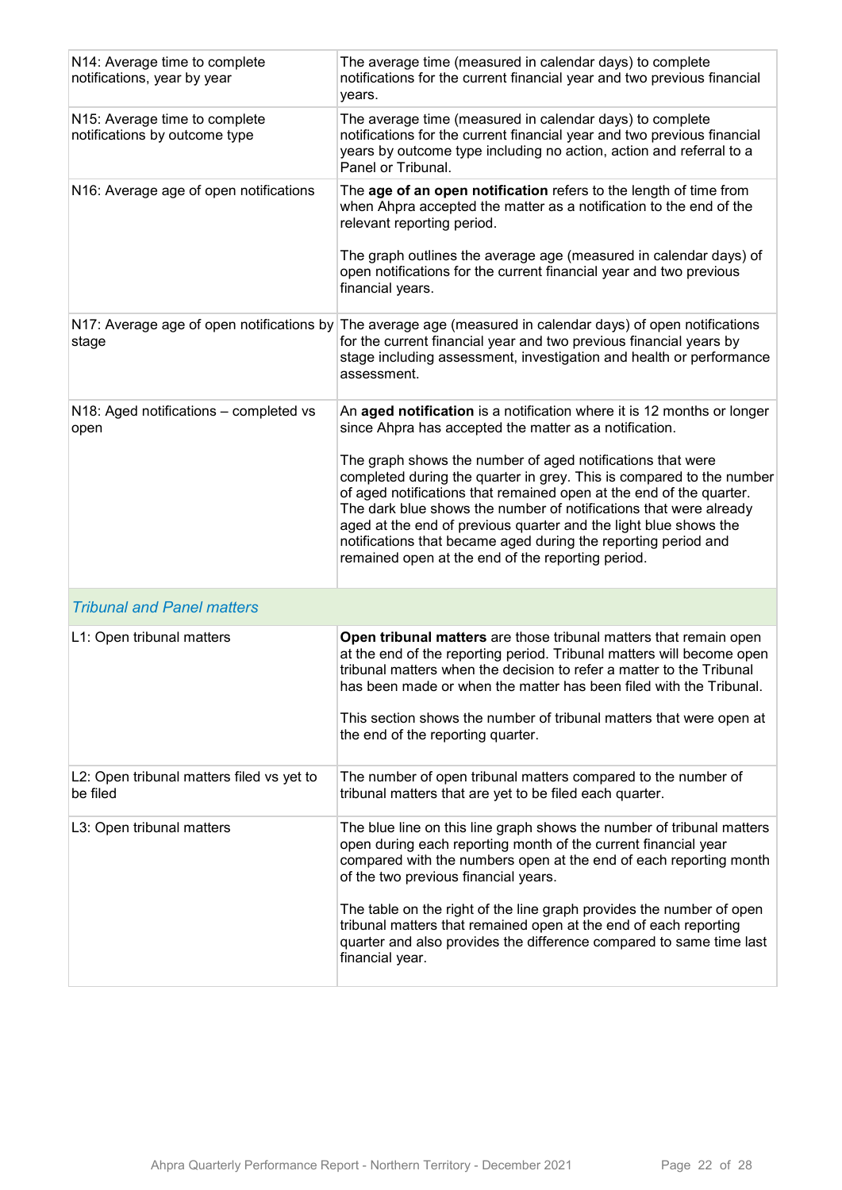| | |
|---|---|
| N14: Average time to complete notifications, year by year | The average time (measured in calendar days) to complete notifications for the current financial year and two previous financial years. |
| N15: Average time to complete notifications by outcome type | The average time (measured in calendar days) to complete notifications for the current financial year and two previous financial years by outcome type including no action, action and referral to a Panel or Tribunal. |
| N16: Average age of open notifications | The **age of an open notification** refers to the length of time from when Ahpra accepted the matter as a notification to the end of the relevant reporting period.<br><br>The graph outlines the average age (measured in calendar days) of open notifications for the current financial year and two previous financial years. |
| N17: Average age of open notifications by stage | The average age (measured in calendar days) of open notifications for the current financial year and two previous financial years by stage including assessment, investigation and health or performance assessment. |
| N18: Aged notifications – completed vs open | An **aged notification** is a notification where it is 12 months or longer since Ahpra has accepted the matter as a notification.<br><br>The graph shows the number of aged notifications that were completed during the quarter in grey. This is compared to the number of aged notifications that remained open at the end of the quarter. The dark blue shows the number of notifications that were already aged at the end of previous quarter and the light blue shows the notifications that became aged during the reporting period and remained open at the end of the reporting period. |
| *Tribunal and Panel matters* | |
| L1: Open tribunal matters | **Open tribunal matters** are those tribunal matters that remain open at the end of the reporting period. Tribunal matters will become open tribunal matters when the decision to refer a matter to the Tribunal has been made or when the matter has been filed with the Tribunal.<br><br>This section shows the number of tribunal matters that were open at the end of the reporting quarter. |
| L2: Open tribunal matters filed vs yet to be filed | The number of open tribunal matters compared to the number of tribunal matters that are yet to be filed each quarter. |
| L3: Open tribunal matters | The blue line on this line graph shows the number of tribunal matters open during each reporting month of the current financial year compared with the numbers open at the end of each reporting month of the two previous financial years.<br><br>The table on the right of the line graph provides the number of open tribunal matters that remained open at the end of each reporting quarter and also provides the difference compared to same time last financial year. |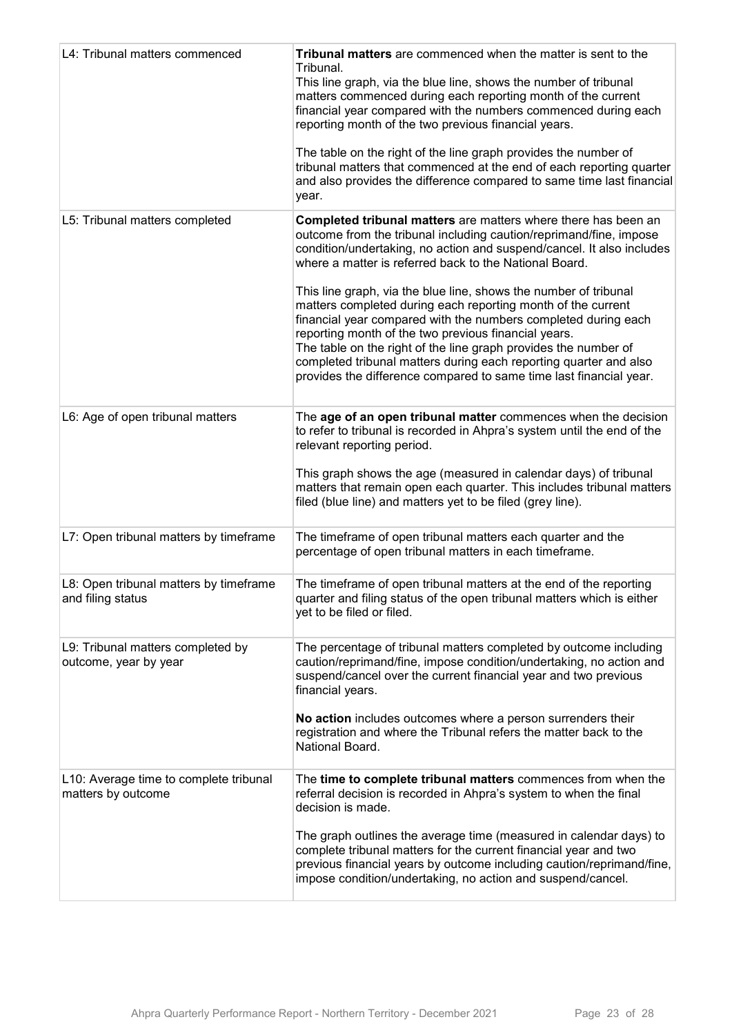| | |
|---|---|
| L4: Tribunal matters commenced | **Tribunal matters** are commenced when the matter is sent to the Tribunal.<br>This line graph, via the blue line, shows the number of tribunal matters commenced during each reporting month of the current financial year compared with the numbers commenced during each reporting month of the two previous financial years.<br><br>The table on the right of the line graph provides the number of tribunal matters that commenced at the end of each reporting quarter and also provides the difference compared to same time last financial year. |
| L5: Tribunal matters completed | **Completed tribunal matters** are matters where there has been an outcome from the tribunal including caution/reprimand/fine, impose condition/undertaking, no action and suspend/cancel. It also includes where a matter is referred back to the National Board.<br><br>This line graph, via the blue line, shows the number of tribunal matters completed during each reporting month of the current financial year compared with the numbers completed during each reporting month of the two previous financial years.<br>The table on the right of the line graph provides the number of completed tribunal matters during each reporting quarter and also provides the difference compared to same time last financial year. |
| L6: Age of open tribunal matters | The **age of an open tribunal matter** commences when the decision to refer to tribunal is recorded in Ahpra's system until the end of the relevant reporting period.<br><br>This graph shows the age (measured in calendar days) of tribunal matters that remain open each quarter. This includes tribunal matters filed (blue line) and matters yet to be filed (grey line). |
| L7: Open tribunal matters by timeframe | The timeframe of open tribunal matters each quarter and the percentage of open tribunal matters in each timeframe. |
| L8: Open tribunal matters by timeframe and filing status | The timeframe of open tribunal matters at the end of the reporting quarter and filing status of the open tribunal matters which is either yet to be filed or filed. |
| L9: Tribunal matters completed by outcome, year by year | The percentage of tribunal matters completed by outcome including caution/reprimand/fine, impose condition/undertaking, no action and suspend/cancel over the current financial year and two previous financial years.<br><br>**No action** includes outcomes where a person surrenders their registration and where the Tribunal refers the matter back to the National Board. |
| L10: Average time to complete tribunal matters by outcome | The **time to complete tribunal matters** commences from when the referral decision is recorded in Ahpra's system to when the final decision is made.<br><br>The graph outlines the average time (measured in calendar days) to complete tribunal matters for the current financial year and two previous financial years by outcome including caution/reprimand/fine, impose condition/undertaking, no action and suspend/cancel. |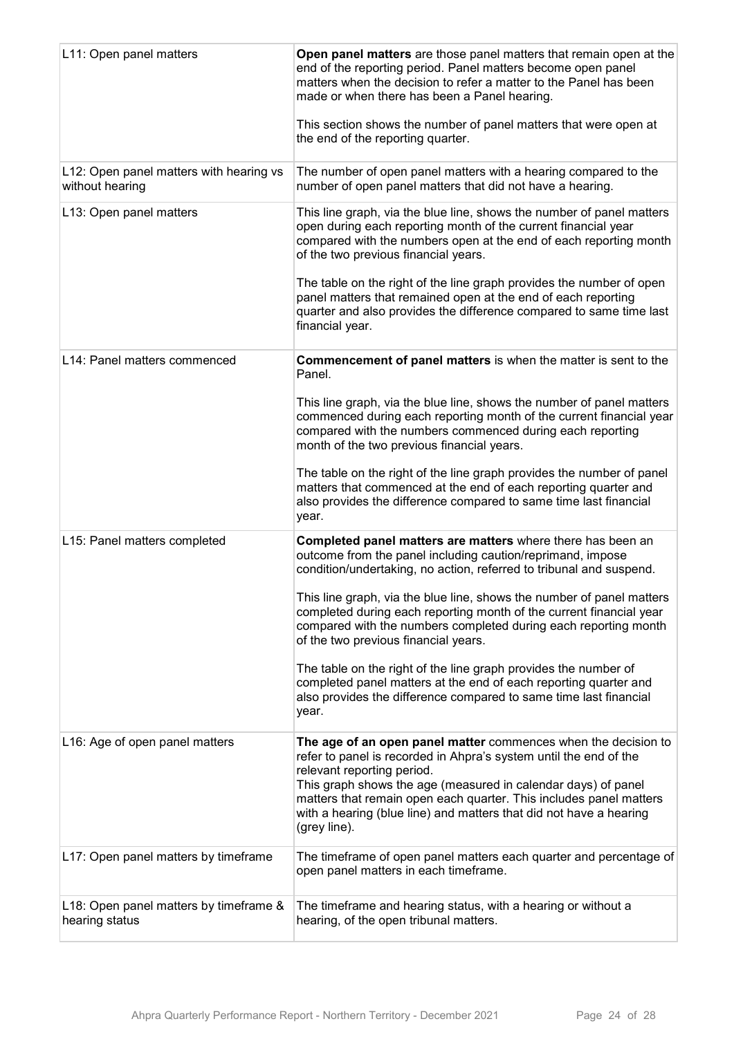| | |
|---|---|
| L11: Open panel matters | **Open panel matters** are those panel matters that remain open at the end of the reporting period. Panel matters become open panel matters when the decision to refer a matter to the Panel has been made or when there has been a Panel hearing.<br><br>This section shows the number of panel matters that were open at the end of the reporting quarter. |
| L12: Open panel matters with hearing vs without hearing | The number of open panel matters with a hearing compared to the number of open panel matters that did not have a hearing. |
| L13: Open panel matters | This line graph, via the blue line, shows the number of panel matters open during each reporting month of the current financial year compared with the numbers open at the end of each reporting month of the two previous financial years.<br><br>The table on the right of the line graph provides the number of open panel matters that remained open at the end of each reporting quarter and also provides the difference compared to same time last financial year. |
| L14: Panel matters commenced | **Commencement of panel matters** is when the matter is sent to the Panel.<br><br>This line graph, via the blue line, shows the number of panel matters commenced during each reporting month of the current financial year compared with the numbers commenced during each reporting month of the two previous financial years.<br><br>The table on the right of the line graph provides the number of panel matters that commenced at the end of each reporting quarter and also provides the difference compared to same time last financial year. |
| L15: Panel matters completed | **Completed panel matters are matters** where there has been an outcome from the panel including caution/reprimand, impose condition/undertaking, no action, referred to tribunal and suspend.<br><br>This line graph, via the blue line, shows the number of panel matters completed during each reporting month of the current financial year compared with the numbers completed during each reporting month of the two previous financial years.<br><br>The table on the right of the line graph provides the number of completed panel matters at the end of each reporting quarter and also provides the difference compared to same time last financial year. |
| L16: Age of open panel matters | **The age of an open panel matter** commences when the decision to refer to panel is recorded in Ahpra's system until the end of the relevant reporting period.<br>This graph shows the age (measured in calendar days) of panel matters that remain open each quarter. This includes panel matters with a hearing (blue line) and matters that did not have a hearing (grey line). |
| L17: Open panel matters by timeframe | The timeframe of open panel matters each quarter and percentage of open panel matters in each timeframe. |
| L18: Open panel matters by timeframe & hearing status | The timeframe and hearing status, with a hearing or without a hearing, of the open tribunal matters. |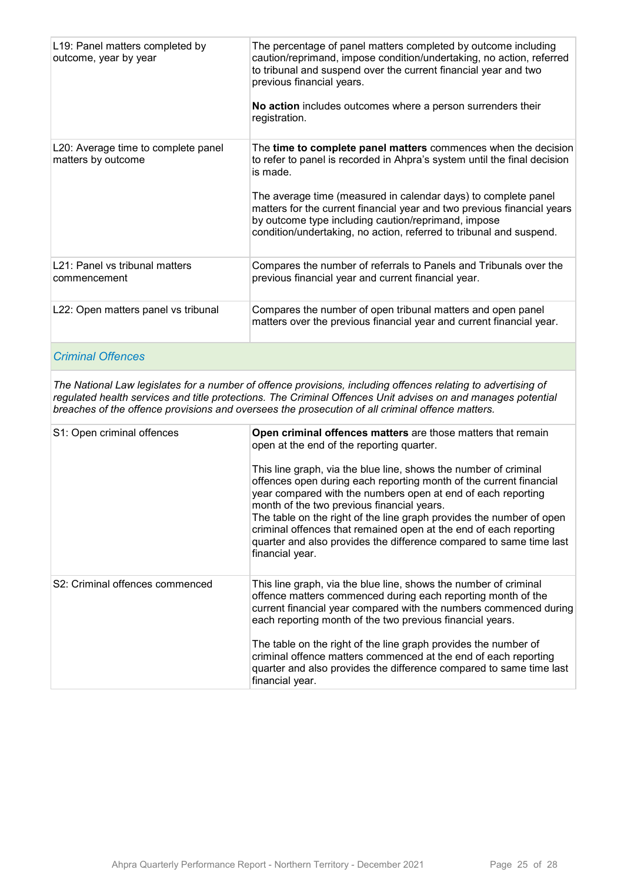| | |
|---|---|
| L19: Panel matters completed by outcome, year by year | The percentage of panel matters completed by outcome including caution/reprimand, impose condition/undertaking, no action, referred to tribunal and suspend over the current financial year and two previous financial years.<br><br>**No action** includes outcomes where a person surrenders their registration. |
| L20: Average time to complete panel matters by outcome | The **time to complete panel matters** commences when the decision to refer to panel is recorded in Ahpra's system until the final decision is made.<br><br>The average time (measured in calendar days) to complete panel matters for the current financial year and two previous financial years by outcome type including caution/reprimand, impose condition/undertaking, no action, referred to tribunal and suspend. |
| L21: Panel vs tribunal matters commencement | Compares the number of referrals to Panels and Tribunals over the previous financial year and current financial year. |
| L22: Open matters panel vs tribunal | Compares the number of open tribunal matters and open panel matters over the previous financial year and current financial year. |

## *Criminal Offences*

*The National Law legislates for a number of offence provisions, including offences relating to advertising of regulated health services and title protections. The Criminal Offences Unit advises on and manages potential breaches of the offence provisions and oversees the prosecution of all criminal offence matters.*

| | |
|---|---|
| S1: Open criminal offences | **Open criminal offences matters** are those matters that remain open at the end of the reporting quarter.<br><br>This line graph, via the blue line, shows the number of criminal offences open during each reporting month of the current financial year compared with the numbers open at end of each reporting month of the two previous financial years.<br>The table on the right of the line graph provides the number of open criminal offences that remained open at the end of each reporting quarter and also provides the difference compared to same time last financial year. |
| S2: Criminal offences commenced | This line graph, via the blue line, shows the number of criminal offence matters commenced during each reporting month of the current financial year compared with the numbers commenced during each reporting month of the two previous financial years.<br><br>The table on the right of the line graph provides the number of criminal offence matters commenced at the end of each reporting quarter and also provides the difference compared to same time last financial year. |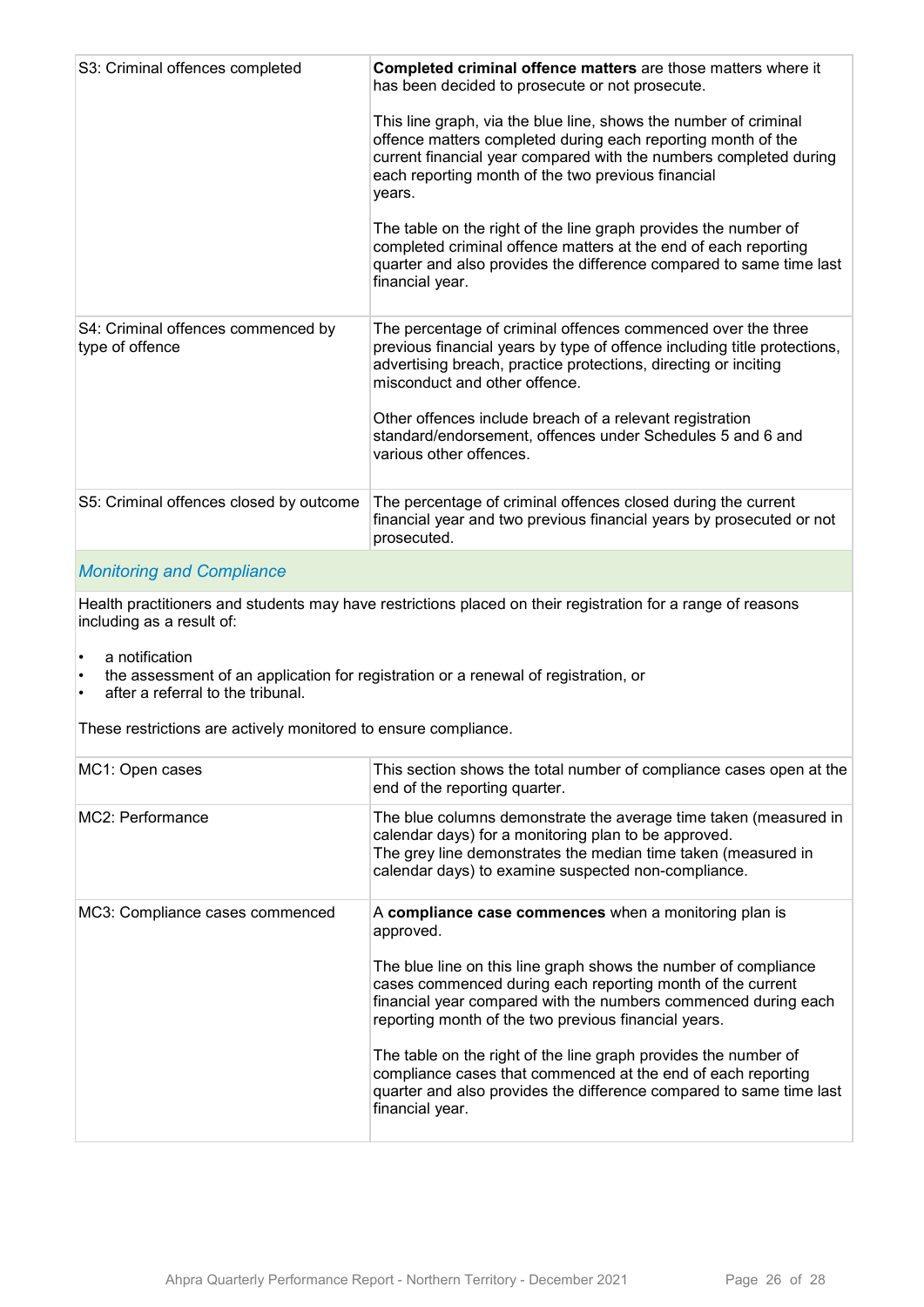| | |
|---|---|
| S3: Criminal offences completed | **Completed criminal offence matters** are those matters where it has been decided to prosecute or not prosecute.<br><br>This line graph, via the blue line, shows the number of criminal offence matters completed during each reporting month of the current financial year compared with the numbers completed during each reporting month of the two previous financial years.<br><br>The table on the right of the line graph provides the number of completed criminal offence matters at the end of each reporting quarter and also provides the difference compared to same time last financial year. |
| S4: Criminal offences commenced by type of offence | The percentage of criminal offences commenced over the three previous financial years by type of offence including title protections, advertising breach, practice protections, directing or inciting misconduct and other offence.<br><br>Other offences include breach of a relevant registration standard/endorsement, offences under Schedules 5 and 6 and various other offences. |
| S5: Criminal offences closed by outcome | The percentage of criminal offences closed during the current financial year and two previous financial years by prosecuted or not prosecuted. |

## *Monitoring and Compliance*

Health practitioners and students may have restrictions placed on their registration for a range of reasons including as a result of:

- a notification
- the assessment of an application for registration or a renewal of registration, or
- after a referral to the tribunal.

These restrictions are actively monitored to ensure compliance.

| | |
|---|---|
| MC1: Open cases | This section shows the total number of compliance cases open at the end of the reporting quarter. |
| MC2: Performance | The blue columns demonstrate the average time taken (measured in calendar days) for a monitoring plan to be approved.<br>The grey line demonstrates the median time taken (measured in calendar days) to examine suspected non-compliance. |
| MC3: Compliance cases commenced | A **compliance case commences** when a monitoring plan is approved.<br><br>The blue line on this line graph shows the number of compliance cases commenced during each reporting month of the current financial year compared with the numbers commenced during each reporting month of the two previous financial years.<br><br>The table on the right of the line graph provides the number of compliance cases that commenced at the end of each reporting quarter and also provides the difference compared to same time last financial year. |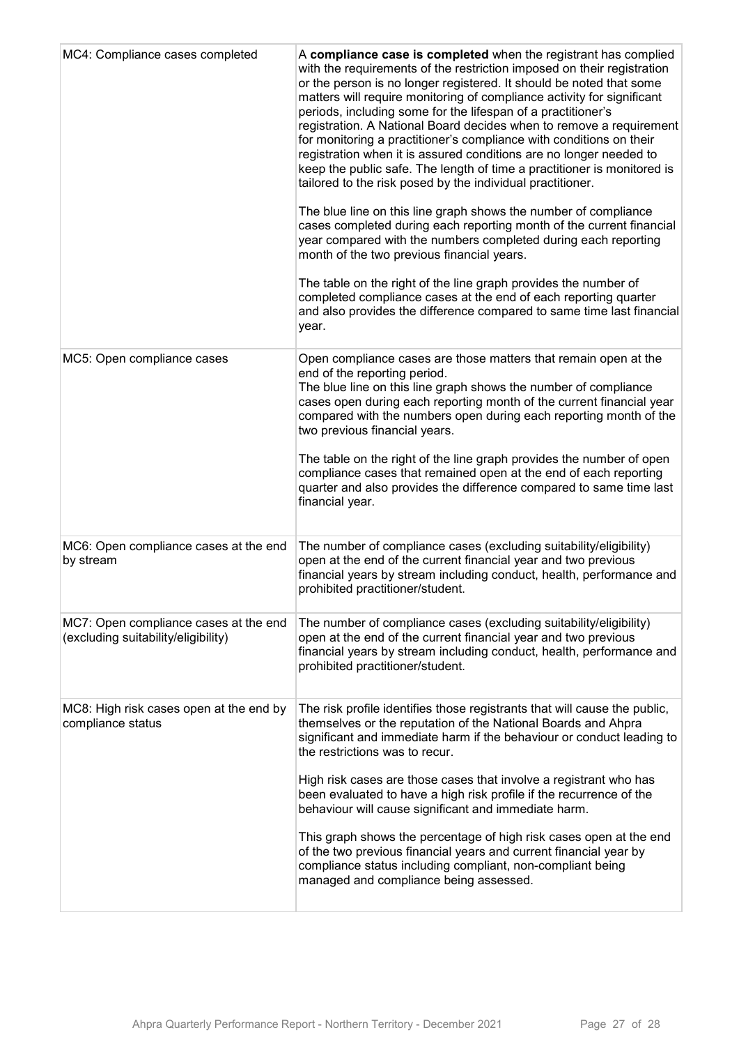| | |
|---|---|
| MC4: Compliance cases completed | A **compliance case is completed** when the registrant has complied with the requirements of the restriction imposed on their registration or the person is no longer registered. It should be noted that some matters will require monitoring of compliance activity for significant periods, including some for the lifespan of a practitioner's registration. A National Board decides when to remove a requirement for monitoring a practitioner's compliance with conditions on their registration when it is assured conditions are no longer needed to keep the public safe. The length of time a practitioner is monitored is tailored to the risk posed by the individual practitioner.<br><br>The blue line on this line graph shows the number of compliance cases completed during each reporting month of the current financial year compared with the numbers completed during each reporting month of the two previous financial years.<br><br>The table on the right of the line graph provides the number of completed compliance cases at the end of each reporting quarter and also provides the difference compared to same time last financial year. |
| MC5: Open compliance cases | Open compliance cases are those matters that remain open at the end of the reporting period.<br>The blue line on this line graph shows the number of compliance cases open during each reporting month of the current financial year compared with the numbers open during each reporting month of the two previous financial years.<br><br>The table on the right of the line graph provides the number of open compliance cases that remained open at the end of each reporting quarter and also provides the difference compared to same time last financial year. |
| MC6: Open compliance cases at the end by stream | The number of compliance cases (excluding suitability/eligibility) open at the end of the current financial year and two previous financial years by stream including conduct, health, performance and prohibited practitioner/student. |
| MC7: Open compliance cases at the end (excluding suitability/eligibility) | The number of compliance cases (excluding suitability/eligibility) open at the end of the current financial year and two previous financial years by stream including conduct, health, performance and prohibited practitioner/student. |
| MC8: High risk cases open at the end by compliance status | The risk profile identifies those registrants that will cause the public, themselves or the reputation of the National Boards and Ahpra significant and immediate harm if the behaviour or conduct leading to the restrictions was to recur.<br><br>High risk cases are those cases that involve a registrant who has been evaluated to have a high risk profile if the recurrence of the behaviour will cause significant and immediate harm.<br><br>This graph shows the percentage of high risk cases open at the end of the two previous financial years and current financial year by compliance status including compliant, non-compliant being managed and compliance being assessed. |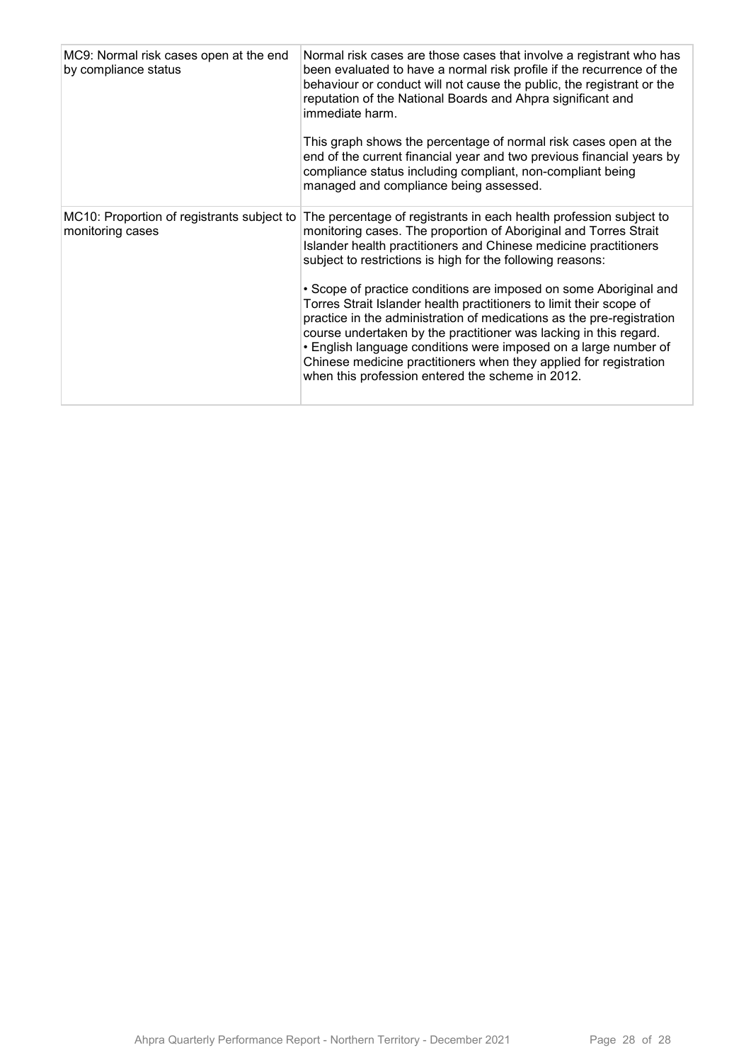| | |
|---|---|
| MC9: Normal risk cases open at the end by compliance status | Normal risk cases are those cases that involve a registrant who has been evaluated to have a normal risk profile if the recurrence of the behaviour or conduct will not cause the public, the registrant or the reputation of the National Boards and Ahpra significant and immediate harm.<br><br>This graph shows the percentage of normal risk cases open at the end of the current financial year and two previous financial years by compliance status including compliant, non-compliant being managed and compliance being assessed. |
| MC10: Proportion of registrants subject to monitoring cases | The percentage of registrants in each health profession subject to monitoring cases. The proportion of Aboriginal and Torres Strait Islander health practitioners and Chinese medicine practitioners subject to restrictions is high for the following reasons:<br><br>• Scope of practice conditions are imposed on some Aboriginal and Torres Strait Islander health practitioners to limit their scope of practice in the administration of medications as the pre-registration course undertaken by the practitioner was lacking in this regard.<br>• English language conditions were imposed on a large number of Chinese medicine practitioners when they applied for registration when this profession entered the scheme in 2012. |